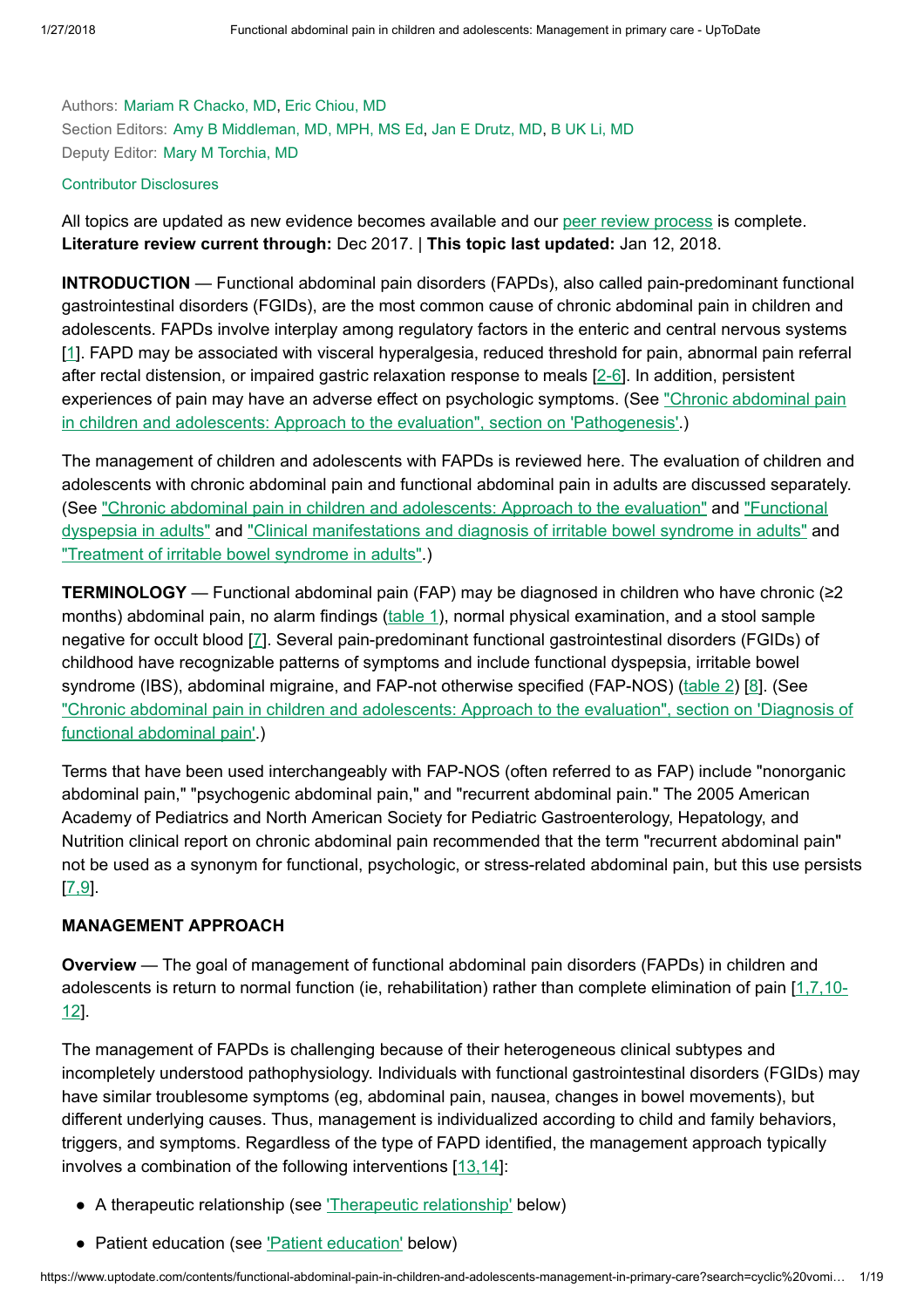Authors: Mariam R Chacko, MD, Eric Chiou, MD
Section Editors: Amy B Middleman, MD, MPH, MS Ed, Jan E Drutz, MD, B UK Li, MD
Deputy Editor: Mary M Torchia, MD

Contributor Disclosures

All topics are updated as new evidence becomes available and our peer review process is complete.
**Literature review current through:** Dec 2017. | **This topic last updated:** Jan 12, 2018.

**INTRODUCTION** — Functional abdominal pain disorders (FAPDs), also called pain-predominant functional gastrointestinal disorders (FGIDs), are the most common cause of chronic abdominal pain in children and adolescents. FAPDs involve interplay among regulatory factors in the enteric and central nervous systems [1]. FAPD may be associated with visceral hyperalgesia, reduced threshold for pain, abnormal pain referral after rectal distension, or impaired gastric relaxation response to meals [2-6]. In addition, persistent experiences of pain may have an adverse effect on psychologic symptoms. (See "Chronic abdominal pain in children and adolescents: Approach to the evaluation", section on 'Pathogenesis'.)

The management of children and adolescents with FAPDs is reviewed here. The evaluation of children and adolescents with chronic abdominal pain and functional abdominal pain in adults are discussed separately. (See "Chronic abdominal pain in children and adolescents: Approach to the evaluation" and "Functional dyspepsia in adults" and "Clinical manifestations and diagnosis of irritable bowel syndrome in adults" and "Treatment of irritable bowel syndrome in adults".)

**TERMINOLOGY** — Functional abdominal pain (FAP) may be diagnosed in children who have chronic (≥2 months) abdominal pain, no alarm findings (table 1), normal physical examination, and a stool sample negative for occult blood [7]. Several pain-predominant functional gastrointestinal disorders (FGIDs) of childhood have recognizable patterns of symptoms and include functional dyspepsia, irritable bowel syndrome (IBS), abdominal migraine, and FAP-not otherwise specified (FAP-NOS) (table 2) [8]. (See "Chronic abdominal pain in children and adolescents: Approach to the evaluation", section on 'Diagnosis of functional abdominal pain'.)

Terms that have been used interchangeably with FAP-NOS (often referred to as FAP) include "nonorganic abdominal pain," "psychogenic abdominal pain," and "recurrent abdominal pain." The 2005 American Academy of Pediatrics and North American Society for Pediatric Gastroenterology, Hepatology, and Nutrition clinical report on chronic abdominal pain recommended that the term "recurrent abdominal pain" not be used as a synonym for functional, psychologic, or stress-related abdominal pain, but this use persists [7,9].

**MANAGEMENT APPROACH**

**Overview** — The goal of management of functional abdominal pain disorders (FAPDs) in children and adolescents is return to normal function (ie, rehabilitation) rather than complete elimination of pain [1,7,10-12].

The management of FAPDs is challenging because of their heterogeneous clinical subtypes and incompletely understood pathophysiology. Individuals with functional gastrointestinal disorders (FGIDs) may have similar troublesome symptoms (eg, abdominal pain, nausea, changes in bowel movements), but different underlying causes. Thus, management is individualized according to child and family behaviors, triggers, and symptoms. Regardless of the type of FAPD identified, the management approach typically involves a combination of the following interventions [13,14]:

- A therapeutic relationship (see 'Therapeutic relationship' below)
- Patient education (see 'Patient education' below)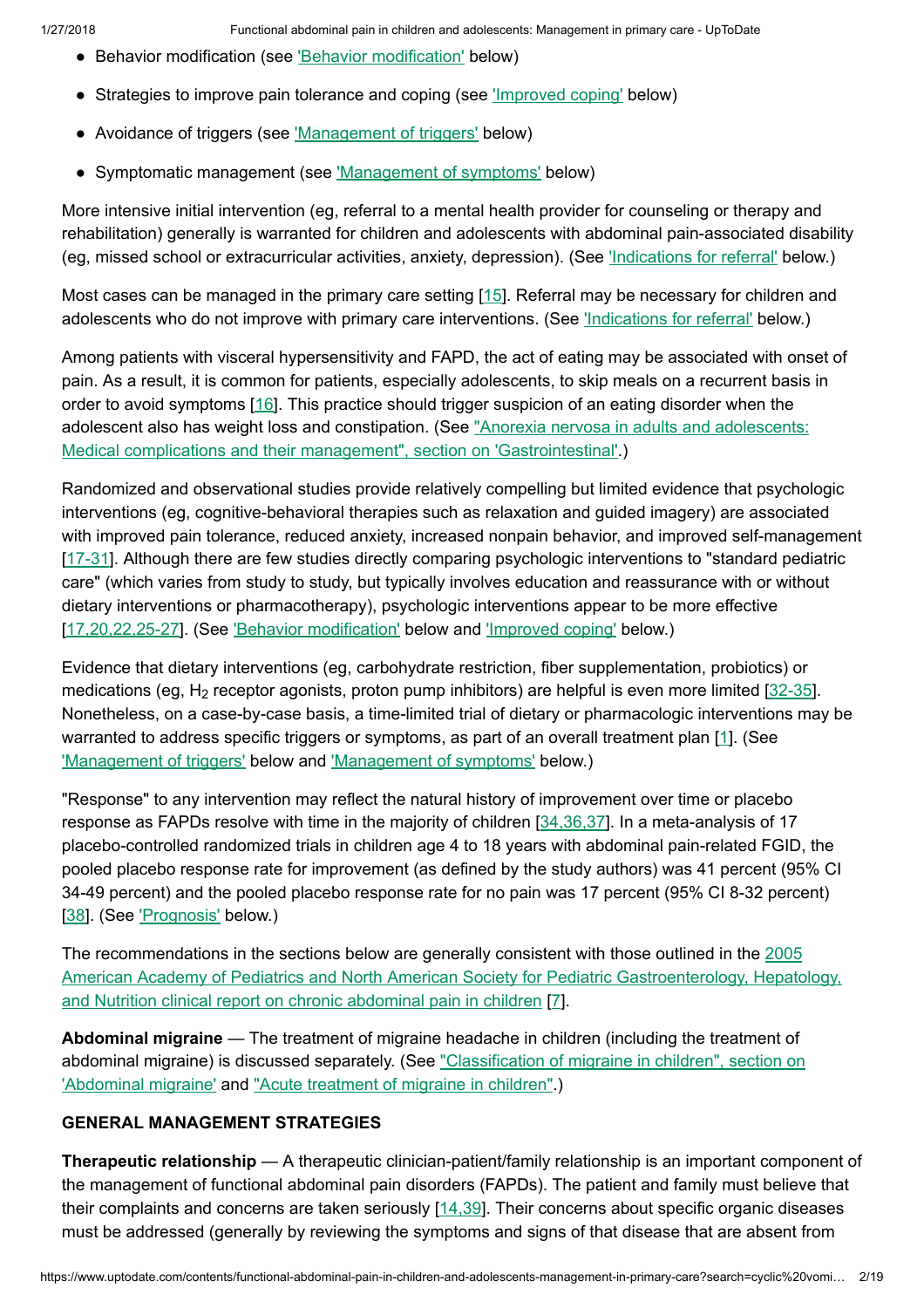- Behavior modification (see 'Behavior modification' below)
- Strategies to improve pain tolerance and coping (see 'Improved coping' below)
- Avoidance of triggers (see 'Management of triggers' below)
- Symptomatic management (see 'Management of symptoms' below)

More intensive initial intervention (eg, referral to a mental health provider for counseling or therapy and rehabilitation) generally is warranted for children and adolescents with abdominal pain-associated disability (eg, missed school or extracurricular activities, anxiety, depression). (See 'Indications for referral' below.)

Most cases can be managed in the primary care setting [15]. Referral may be necessary for children and adolescents who do not improve with primary care interventions. (See 'Indications for referral' below.)

Among patients with visceral hypersensitivity and FAPD, the act of eating may be associated with onset of pain. As a result, it is common for patients, especially adolescents, to skip meals on a recurrent basis in order to avoid symptoms [16]. This practice should trigger suspicion of an eating disorder when the adolescent also has weight loss and constipation. (See "Anorexia nervosa in adults and adolescents: Medical complications and their management", section on 'Gastrointestinal'.)

Randomized and observational studies provide relatively compelling but limited evidence that psychologic interventions (eg, cognitive-behavioral therapies such as relaxation and guided imagery) are associated with improved pain tolerance, reduced anxiety, increased nonpain behavior, and improved self-management [17-31]. Although there are few studies directly comparing psychologic interventions to "standard pediatric care" (which varies from study to study, but typically involves education and reassurance with or without dietary interventions or pharmacotherapy), psychologic interventions appear to be more effective [17,20,22,25-27]. (See 'Behavior modification' below and 'Improved coping' below.)

Evidence that dietary interventions (eg, carbohydrate restriction, fiber supplementation, probiotics) or medications (eg, $H_2$ receptor agonists, proton pump inhibitors) are helpful is even more limited [32-35]. Nonetheless, on a case-by-case basis, a time-limited trial of dietary or pharmacologic interventions may be warranted to address specific triggers or symptoms, as part of an overall treatment plan [1]. (See 'Management of triggers' below and 'Management of symptoms' below.)

"Response" to any intervention may reflect the natural history of improvement over time or placebo response as FAPDs resolve with time in the majority of children [34,36,37]. In a meta-analysis of 17 placebo-controlled randomized trials in children age 4 to 18 years with abdominal pain-related FGID, the pooled placebo response rate for improvement (as defined by the study authors) was 41 percent (95% CI 34-49 percent) and the pooled placebo response rate for no pain was 17 percent (95% CI 8-32 percent) [38]. (See 'Prognosis' below.)

The recommendations in the sections below are generally consistent with those outlined in the 2005 American Academy of Pediatrics and North American Society for Pediatric Gastroenterology, Hepatology, and Nutrition clinical report on chronic abdominal pain in children [7].

**Abdominal migraine** — The treatment of migraine headache in children (including the treatment of abdominal migraine) is discussed separately. (See "Classification of migraine in children", section on 'Abdominal migraine' and "Acute treatment of migraine in children".)

## GENERAL MANAGEMENT STRATEGIES

**Therapeutic relationship** — A therapeutic clinician-patient/family relationship is an important component of the management of functional abdominal pain disorders (FAPDs). The patient and family must believe that their complaints and concerns are taken seriously [14,39]. Their concerns about specific organic diseases must be addressed (generally by reviewing the symptoms and signs of that disease that are absent from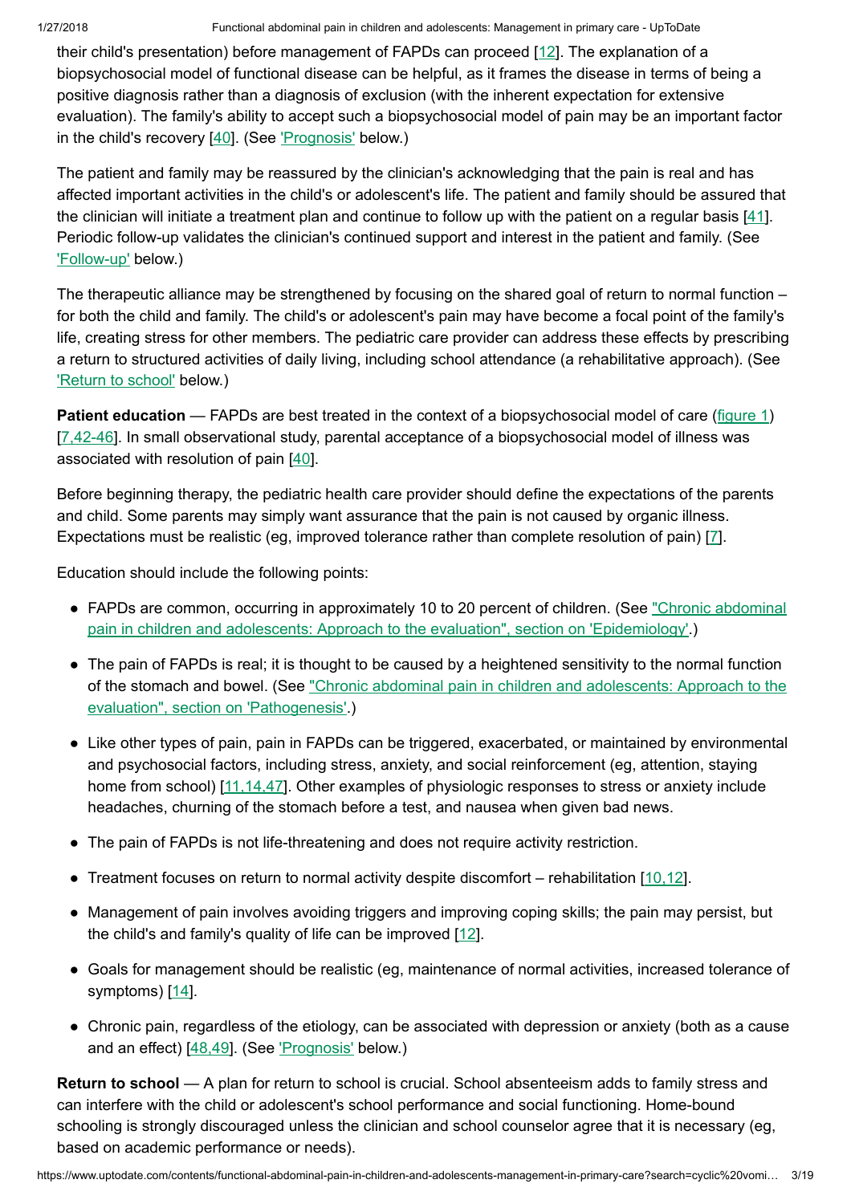their child's presentation) before management of FAPDs can proceed [12]. The explanation of a biopsychosocial model of functional disease can be helpful, as it frames the disease in terms of being a positive diagnosis rather than a diagnosis of exclusion (with the inherent expectation for extensive evaluation). The family's ability to accept such a biopsychosocial model of pain may be an important factor in the child's recovery [40]. (See 'Prognosis' below.)

The patient and family may be reassured by the clinician's acknowledging that the pain is real and has affected important activities in the child's or adolescent's life. The patient and family should be assured that the clinician will initiate a treatment plan and continue to follow up with the patient on a regular basis [41]. Periodic follow-up validates the clinician's continued support and interest in the patient and family. (See 'Follow-up' below.)

The therapeutic alliance may be strengthened by focusing on the shared goal of return to normal function – for both the child and family. The child's or adolescent's pain may have become a focal point of the family's life, creating stress for other members. The pediatric care provider can address these effects by prescribing a return to structured activities of daily living, including school attendance (a rehabilitative approach). (See 'Return to school' below.)

**Patient education** — FAPDs are best treated in the context of a biopsychosocial model of care (figure 1) [7,42-46]. In small observational study, parental acceptance of a biopsychosocial model of illness was associated with resolution of pain [40].

Before beginning therapy, the pediatric health care provider should define the expectations of the parents and child. Some parents may simply want assurance that the pain is not caused by organic illness. Expectations must be realistic (eg, improved tolerance rather than complete resolution of pain) [7].

Education should include the following points:

- FAPDs are common, occurring in approximately 10 to 20 percent of children. (See "Chronic abdominal pain in children and adolescents: Approach to the evaluation", section on 'Epidemiology'.)
- The pain of FAPDs is real; it is thought to be caused by a heightened sensitivity to the normal function of the stomach and bowel. (See "Chronic abdominal pain in children and adolescents: Approach to the evaluation", section on 'Pathogenesis'.)
- Like other types of pain, pain in FAPDs can be triggered, exacerbated, or maintained by environmental and psychosocial factors, including stress, anxiety, and social reinforcement (eg, attention, staying home from school) [11,14,47]. Other examples of physiologic responses to stress or anxiety include headaches, churning of the stomach before a test, and nausea when given bad news.
- The pain of FAPDs is not life-threatening and does not require activity restriction.
- Treatment focuses on return to normal activity despite discomfort – rehabilitation [10,12].
- Management of pain involves avoiding triggers and improving coping skills; the pain may persist, but the child's and family's quality of life can be improved [12].
- Goals for management should be realistic (eg, maintenance of normal activities, increased tolerance of symptoms) [14].
- Chronic pain, regardless of the etiology, can be associated with depression or anxiety (both as a cause and an effect) [48,49]. (See 'Prognosis' below.)

**Return to school** — A plan for return to school is crucial. School absenteeism adds to family stress and can interfere with the child or adolescent's school performance and social functioning. Home-bound schooling is strongly discouraged unless the clinician and school counselor agree that it is necessary (eg, based on academic performance or needs).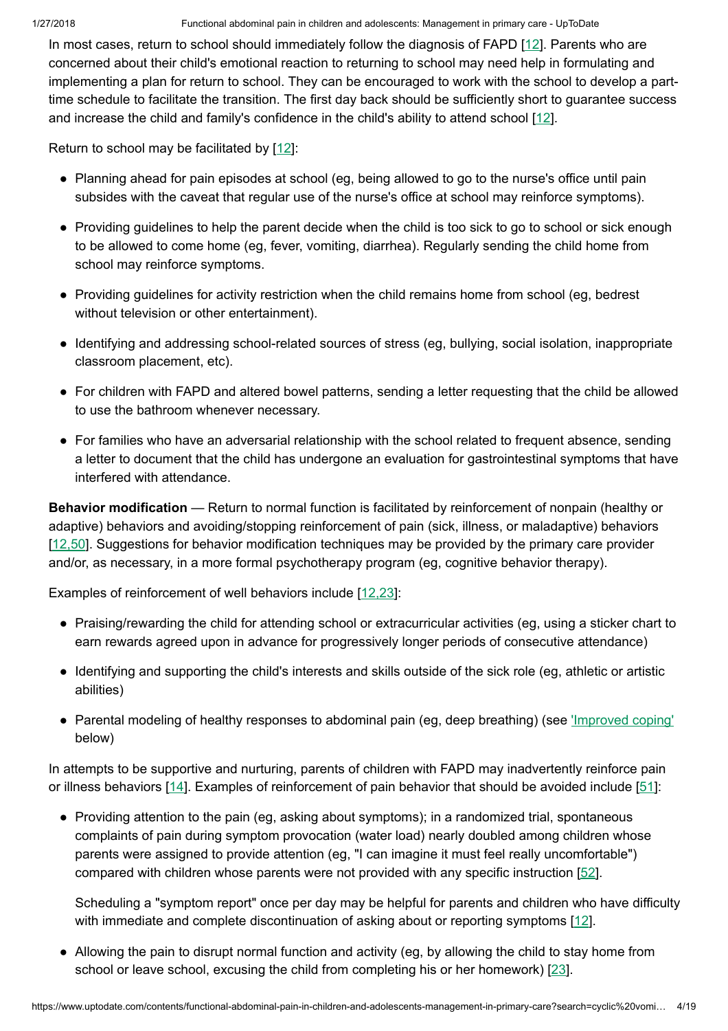In most cases, return to school should immediately follow the diagnosis of FAPD [12]. Parents who are concerned about their child's emotional reaction to returning to school may need help in formulating and implementing a plan for return to school. They can be encouraged to work with the school to develop a part-time schedule to facilitate the transition. The first day back should be sufficiently short to guarantee success and increase the child and family's confidence in the child's ability to attend school [12].

Return to school may be facilitated by [12]:

- Planning ahead for pain episodes at school (eg, being allowed to go to the nurse's office until pain subsides with the caveat that regular use of the nurse's office at school may reinforce symptoms).
- Providing guidelines to help the parent decide when the child is too sick to go to school or sick enough to be allowed to come home (eg, fever, vomiting, diarrhea). Regularly sending the child home from school may reinforce symptoms.
- Providing guidelines for activity restriction when the child remains home from school (eg, bedrest without television or other entertainment).
- Identifying and addressing school-related sources of stress (eg, bullying, social isolation, inappropriate classroom placement, etc).
- For children with FAPD and altered bowel patterns, sending a letter requesting that the child be allowed to use the bathroom whenever necessary.
- For families who have an adversarial relationship with the school related to frequent absence, sending a letter to document that the child has undergone an evaluation for gastrointestinal symptoms that have interfered with attendance.

**Behavior modification** — Return to normal function is facilitated by reinforcement of nonpain (healthy or adaptive) behaviors and avoiding/stopping reinforcement of pain (sick, illness, or maladaptive) behaviors [12,50]. Suggestions for behavior modification techniques may be provided by the primary care provider and/or, as necessary, in a more formal psychotherapy program (eg, cognitive behavior therapy).

Examples of reinforcement of well behaviors include [12,23]:

- Praising/rewarding the child for attending school or extracurricular activities (eg, using a sticker chart to earn rewards agreed upon in advance for progressively longer periods of consecutive attendance)
- Identifying and supporting the child's interests and skills outside of the sick role (eg, athletic or artistic abilities)
- Parental modeling of healthy responses to abdominal pain (eg, deep breathing) (see 'Improved coping' below)

In attempts to be supportive and nurturing, parents of children with FAPD may inadvertently reinforce pain or illness behaviors [14]. Examples of reinforcement of pain behavior that should be avoided include [51]:

- Providing attention to the pain (eg, asking about symptoms); in a randomized trial, spontaneous complaints of pain during symptom provocation (water load) nearly doubled among children whose parents were assigned to provide attention (eg, "I can imagine it must feel really uncomfortable") compared with children whose parents were not provided with any specific instruction [52].

  Scheduling a "symptom report" once per day may be helpful for parents and children who have difficulty with immediate and complete discontinuation of asking about or reporting symptoms [12].

- Allowing the pain to disrupt normal function and activity (eg, by allowing the child to stay home from school or leave school, excusing the child from completing his or her homework) [23].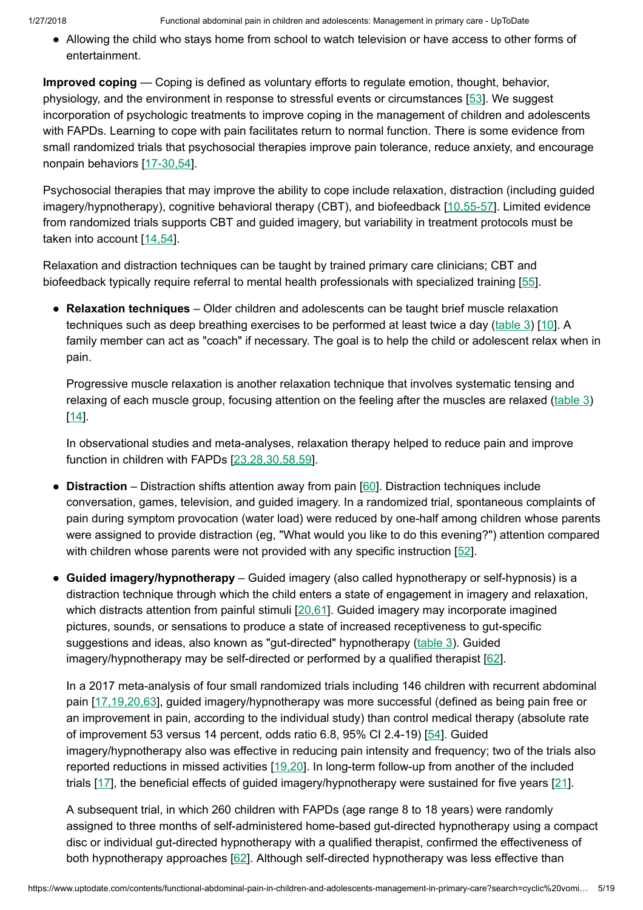- Allowing the child who stays home from school to watch television or have access to other forms of entertainment.

**Improved coping** — Coping is defined as voluntary efforts to regulate emotion, thought, behavior, physiology, and the environment in response to stressful events or circumstances [53]. We suggest incorporation of psychologic treatments to improve coping in the management of children and adolescents with FAPDs. Learning to cope with pain facilitates return to normal function. There is some evidence from small randomized trials that psychosocial therapies improve pain tolerance, reduce anxiety, and encourage nonpain behaviors [17-30,54].

Psychosocial therapies that may improve the ability to cope include relaxation, distraction (including guided imagery/hypnotherapy), cognitive behavioral therapy (CBT), and biofeedback [10,55-57]. Limited evidence from randomized trials supports CBT and guided imagery, but variability in treatment protocols must be taken into account [14,54].

Relaxation and distraction techniques can be taught by trained primary care clinicians; CBT and biofeedback typically require referral to mental health professionals with specialized training [55].

- **Relaxation techniques** – Older children and adolescents can be taught brief muscle relaxation techniques such as deep breathing exercises to be performed at least twice a day (table 3) [10]. A family member can act as "coach" if necessary. The goal is to help the child or adolescent relax when in pain.

  Progressive muscle relaxation is another relaxation technique that involves systematic tensing and relaxing of each muscle group, focusing attention on the feeling after the muscles are relaxed (table 3) [14].

  In observational studies and meta-analyses, relaxation therapy helped to reduce pain and improve function in children with FAPDs [23,28,30,58,59].

- **Distraction** – Distraction shifts attention away from pain [60]. Distraction techniques include conversation, games, television, and guided imagery. In a randomized trial, spontaneous complaints of pain during symptom provocation (water load) were reduced by one-half among children whose parents were assigned to provide distraction (eg, "What would you like to do this evening?") attention compared with children whose parents were not provided with any specific instruction [52].

- **Guided imagery/hypnotherapy** – Guided imagery (also called hypnotherapy or self-hypnosis) is a distraction technique through which the child enters a state of engagement in imagery and relaxation, which distracts attention from painful stimuli [20,61]. Guided imagery may incorporate imagined pictures, sounds, or sensations to produce a state of increased receptiveness to gut-specific suggestions and ideas, also known as "gut-directed" hypnotherapy (table 3). Guided imagery/hypnotherapy may be self-directed or performed by a qualified therapist [62].

  In a 2017 meta-analysis of four small randomized trials including 146 children with recurrent abdominal pain [17,19,20,63], guided imagery/hypnotherapy was more successful (defined as being pain free or an improvement in pain, according to the individual study) than control medical therapy (absolute rate of improvement 53 versus 14 percent, odds ratio 6.8, 95% CI 2.4-19) [54]. Guided imagery/hypnotherapy also was effective in reducing pain intensity and frequency; two of the trials also reported reductions in missed activities [19,20]. In long-term follow-up from another of the included trials [17], the beneficial effects of guided imagery/hypnotherapy were sustained for five years [21].

  A subsequent trial, in which 260 children with FAPDs (age range 8 to 18 years) were randomly assigned to three months of self-administered home-based gut-directed hypnotherapy using a compact disc or individual gut-directed hypnotherapy with a qualified therapist, confirmed the effectiveness of both hypnotherapy approaches [62]. Although self-directed hypnotherapy was less effective than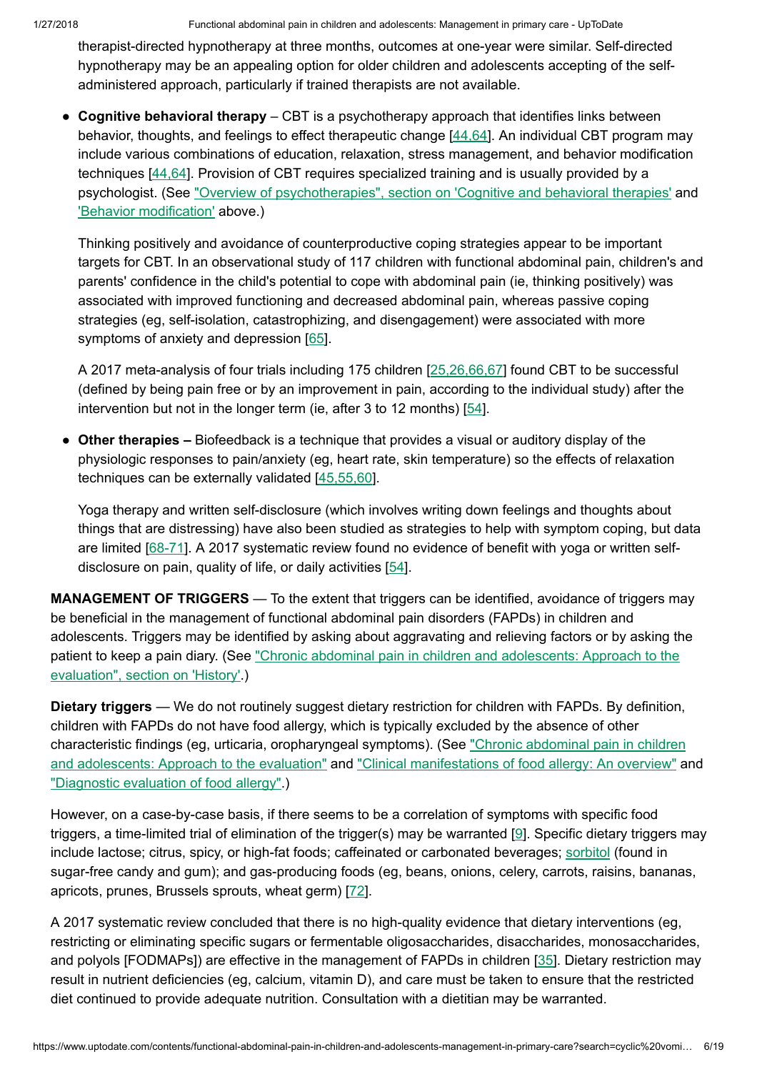therapist-directed hypnotherapy at three months, outcomes at one-year were similar. Self-directed hypnotherapy may be an appealing option for older children and adolescents accepting of the self-administered approach, particularly if trained therapists are not available.

- **Cognitive behavioral therapy** – CBT is a psychotherapy approach that identifies links between behavior, thoughts, and feelings to effect therapeutic change [44,64]. An individual CBT program may include various combinations of education, relaxation, stress management, and behavior modification techniques [44,64]. Provision of CBT requires specialized training and is usually provided by a psychologist. (See "Overview of psychotherapies", section on 'Cognitive and behavioral therapies' and 'Behavior modification' above.)

  Thinking positively and avoidance of counterproductive coping strategies appear to be important targets for CBT. In an observational study of 117 children with functional abdominal pain, children's and parents' confidence in the child's potential to cope with abdominal pain (ie, thinking positively) was associated with improved functioning and decreased abdominal pain, whereas passive coping strategies (eg, self-isolation, catastrophizing, and disengagement) were associated with more symptoms of anxiety and depression [65].

  A 2017 meta-analysis of four trials including 175 children [25,26,66,67] found CBT to be successful (defined by being pain free or by an improvement in pain, according to the individual study) after the intervention but not in the longer term (ie, after 3 to 12 months) [54].

- **Other therapies –** Biofeedback is a technique that provides a visual or auditory display of the physiologic responses to pain/anxiety (eg, heart rate, skin temperature) so the effects of relaxation techniques can be externally validated [45,55,60].

  Yoga therapy and written self-disclosure (which involves writing down feelings and thoughts about things that are distressing) have also been studied as strategies to help with symptom coping, but data are limited [68-71]. A 2017 systematic review found no evidence of benefit with yoga or written self-disclosure on pain, quality of life, or daily activities [54].

**MANAGEMENT OF TRIGGERS** — To the extent that triggers can be identified, avoidance of triggers may be beneficial in the management of functional abdominal pain disorders (FAPDs) in children and adolescents. Triggers may be identified by asking about aggravating and relieving factors or by asking the patient to keep a pain diary. (See "Chronic abdominal pain in children and adolescents: Approach to the evaluation", section on 'History'.)

**Dietary triggers** — We do not routinely suggest dietary restriction for children with FAPDs. By definition, children with FAPDs do not have food allergy, which is typically excluded by the absence of other characteristic findings (eg, urticaria, oropharyngeal symptoms). (See "Chronic abdominal pain in children and adolescents: Approach to the evaluation" and "Clinical manifestations of food allergy: An overview" and "Diagnostic evaluation of food allergy".)

However, on a case-by-case basis, if there seems to be a correlation of symptoms with specific food triggers, a time-limited trial of elimination of the trigger(s) may be warranted [9]. Specific dietary triggers may include lactose; citrus, spicy, or high-fat foods; caffeinated or carbonated beverages; sorbitol (found in sugar-free candy and gum); and gas-producing foods (eg, beans, onions, celery, carrots, raisins, bananas, apricots, prunes, Brussels sprouts, wheat germ) [72].

A 2017 systematic review concluded that there is no high-quality evidence that dietary interventions (eg, restricting or eliminating specific sugars or fermentable oligosaccharides, disaccharides, monosaccharides, and polyols [FODMAPs]) are effective in the management of FAPDs in children [35]. Dietary restriction may result in nutrient deficiencies (eg, calcium, vitamin D), and care must be taken to ensure that the restricted diet continued to provide adequate nutrition. Consultation with a dietitian may be warranted.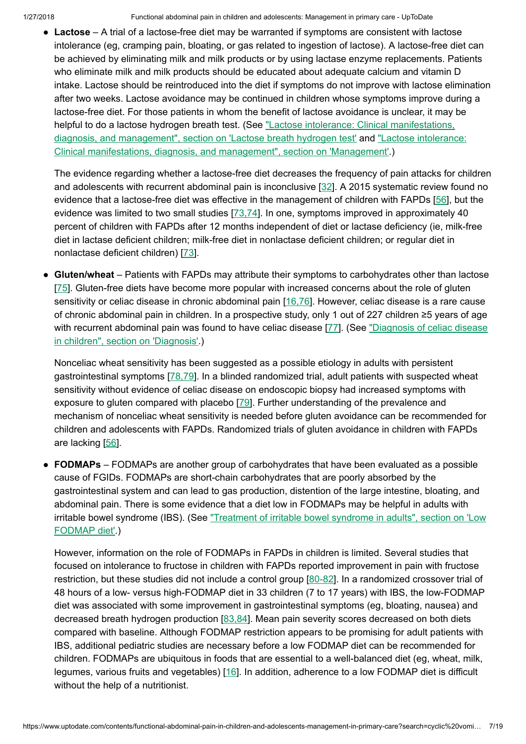- **Lactose** – A trial of a lactose-free diet may be warranted if symptoms are consistent with lactose intolerance (eg, cramping pain, bloating, or gas related to ingestion of lactose). A lactose-free diet can be achieved by eliminating milk and milk products or by using lactase enzyme replacements. Patients who eliminate milk and milk products should be educated about adequate calcium and vitamin D intake. Lactose should be reintroduced into the diet if symptoms do not improve with lactose elimination after two weeks. Lactose avoidance may be continued in children whose symptoms improve during a lactose-free diet. For those patients in whom the benefit of lactose avoidance is unclear, it may be helpful to do a lactose hydrogen breath test. (See "Lactose intolerance: Clinical manifestations, diagnosis, and management", section on 'Lactose breath hydrogen test' and "Lactose intolerance: Clinical manifestations, diagnosis, and management", section on 'Management'.)

  The evidence regarding whether a lactose-free diet decreases the frequency of pain attacks for children and adolescents with recurrent abdominal pain is inconclusive [32]. A 2015 systematic review found no evidence that a lactose-free diet was effective in the management of children with FAPDs [56], but the evidence was limited to two small studies [73,74]. In one, symptoms improved in approximately 40 percent of children with FAPDs after 12 months independent of diet or lactase deficiency (ie, milk-free diet in lactase deficient children; milk-free diet in nonlactase deficient children; or regular diet in nonlactase deficient children) [73].

- **Gluten/wheat** – Patients with FAPDs may attribute their symptoms to carbohydrates other than lactose [75]. Gluten-free diets have become more popular with increased concerns about the role of gluten sensitivity or celiac disease in chronic abdominal pain [16,76]. However, celiac disease is a rare cause of chronic abdominal pain in children. In a prospective study, only 1 out of 227 children ≥5 years of age with recurrent abdominal pain was found to have celiac disease [77]. (See "Diagnosis of celiac disease in children", section on 'Diagnosis'.)

  Nonceliac wheat sensitivity has been suggested as a possible etiology in adults with persistent gastrointestinal symptoms [78,79]. In a blinded randomized trial, adult patients with suspected wheat sensitivity without evidence of celiac disease on endoscopic biopsy had increased symptoms with exposure to gluten compared with placebo [79]. Further understanding of the prevalence and mechanism of nonceliac wheat sensitivity is needed before gluten avoidance can be recommended for children and adolescents with FAPDs. Randomized trials of gluten avoidance in children with FAPDs are lacking [56].

- **FODMAPs** – FODMAPs are another group of carbohydrates that have been evaluated as a possible cause of FGIDs. FODMAPs are short-chain carbohydrates that are poorly absorbed by the gastrointestinal system and can lead to gas production, distention of the large intestine, bloating, and abdominal pain. There is some evidence that a diet low in FODMAPs may be helpful in adults with irritable bowel syndrome (IBS). (See "Treatment of irritable bowel syndrome in adults", section on 'Low FODMAP diet'.)

  However, information on the role of FODMAPs in FAPDs in children is limited. Several studies that focused on intolerance to fructose in children with FAPDs reported improvement in pain with fructose restriction, but these studies did not include a control group [80-82]. In a randomized crossover trial of 48 hours of a low- versus high-FODMAP diet in 33 children (7 to 17 years) with IBS, the low-FODMAP diet was associated with some improvement in gastrointestinal symptoms (eg, bloating, nausea) and decreased breath hydrogen production [83,84]. Mean pain severity scores decreased on both diets compared with baseline. Although FODMAP restriction appears to be promising for adult patients with IBS, additional pediatric studies are necessary before a low FODMAP diet can be recommended for children. FODMAPs are ubiquitous in foods that are essential to a well-balanced diet (eg, wheat, milk, legumes, various fruits and vegetables) [16]. In addition, adherence to a low FODMAP diet is difficult without the help of a nutritionist.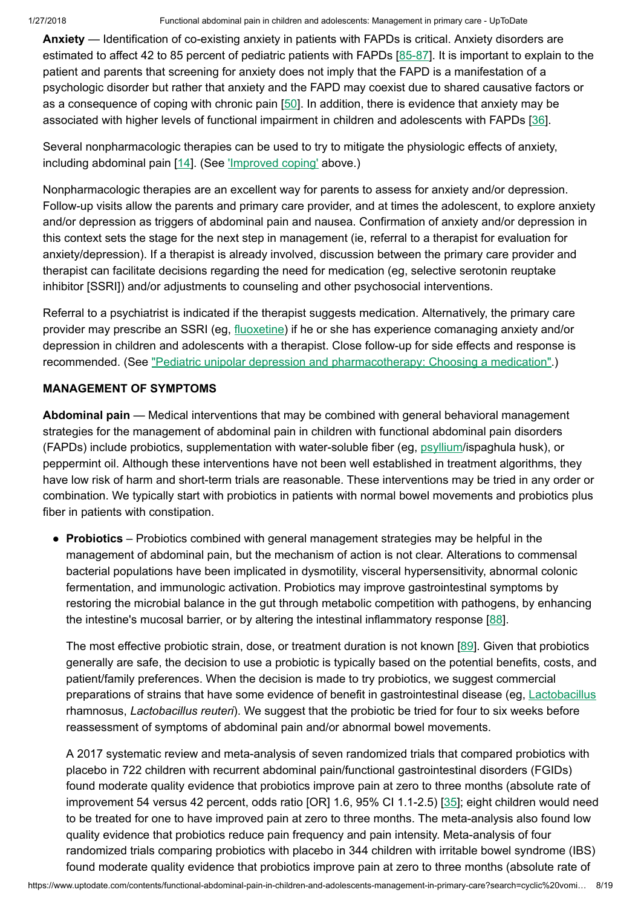**Anxiety** — Identification of co-existing anxiety in patients with FAPDs is critical. Anxiety disorders are estimated to affect 42 to 85 percent of pediatric patients with FAPDs [85-87]. It is important to explain to the patient and parents that screening for anxiety does not imply that the FAPD is a manifestation of a psychologic disorder but rather that anxiety and the FAPD may coexist due to shared causative factors or as a consequence of coping with chronic pain [50]. In addition, there is evidence that anxiety may be associated with higher levels of functional impairment in children and adolescents with FAPDs [36].

Several nonpharmacologic therapies can be used to try to mitigate the physiologic effects of anxiety, including abdominal pain [14]. (See 'Improved coping' above.)

Nonpharmacologic therapies are an excellent way for parents to assess for anxiety and/or depression. Follow-up visits allow the parents and primary care provider, and at times the adolescent, to explore anxiety and/or depression as triggers of abdominal pain and nausea. Confirmation of anxiety and/or depression in this context sets the stage for the next step in management (ie, referral to a therapist for evaluation for anxiety/depression). If a therapist is already involved, discussion between the primary care provider and therapist can facilitate decisions regarding the need for medication (eg, selective serotonin reuptake inhibitor [SSRI]) and/or adjustments to counseling and other psychosocial interventions.

Referral to a psychiatrist is indicated if the therapist suggests medication. Alternatively, the primary care provider may prescribe an SSRI (eg, fluoxetine) if he or she has experience comanaging anxiety and/or depression in children and adolescents with a therapist. Close follow-up for side effects and response is recommended. (See "Pediatric unipolar depression and pharmacotherapy: Choosing a medication".)

## MANAGEMENT OF SYMPTOMS

**Abdominal pain** — Medical interventions that may be combined with general behavioral management strategies for the management of abdominal pain in children with functional abdominal pain disorders (FAPDs) include probiotics, supplementation with water-soluble fiber (eg, psyllium/ispaghula husk), or peppermint oil. Although these interventions have not been well established in treatment algorithms, they have low risk of harm and short-term trials are reasonable. These interventions may be tried in any order or combination. We typically start with probiotics in patients with normal bowel movements and probiotics plus fiber in patients with constipation.

- **Probiotics** – Probiotics combined with general management strategies may be helpful in the management of abdominal pain, but the mechanism of action is not clear. Alterations to commensal bacterial populations have been implicated in dysmotility, visceral hypersensitivity, abnormal colonic fermentation, and immunologic activation. Probiotics may improve gastrointestinal symptoms by restoring the microbial balance in the gut through metabolic competition with pathogens, by enhancing the intestine's mucosal barrier, or by altering the intestinal inflammatory response [88].

  The most effective probiotic strain, dose, or treatment duration is not known [89]. Given that probiotics generally are safe, the decision to use a probiotic is typically based on the potential benefits, costs, and patient/family preferences. When the decision is made to try probiotics, we suggest commercial preparations of strains that have some evidence of benefit in gastrointestinal disease (eg, Lactobacillus rhamnosus, *Lactobacillus reuteri*). We suggest that the probiotic be tried for four to six weeks before reassessment of symptoms of abdominal pain and/or abnormal bowel movements.

  A 2017 systematic review and meta-analysis of seven randomized trials that compared probiotics with placebo in 722 children with recurrent abdominal pain/functional gastrointestinal disorders (FGIDs) found moderate quality evidence that probiotics improve pain at zero to three months (absolute rate of improvement 54 versus 42 percent, odds ratio [OR] 1.6, 95% CI 1.1-2.5) [35]; eight children would need to be treated for one to have improved pain at zero to three months. The meta-analysis also found low quality evidence that probiotics reduce pain frequency and pain intensity. Meta-analysis of four randomized trials comparing probiotics with placebo in 344 children with irritable bowel syndrome (IBS) found moderate quality evidence that probiotics improve pain at zero to three months (absolute rate of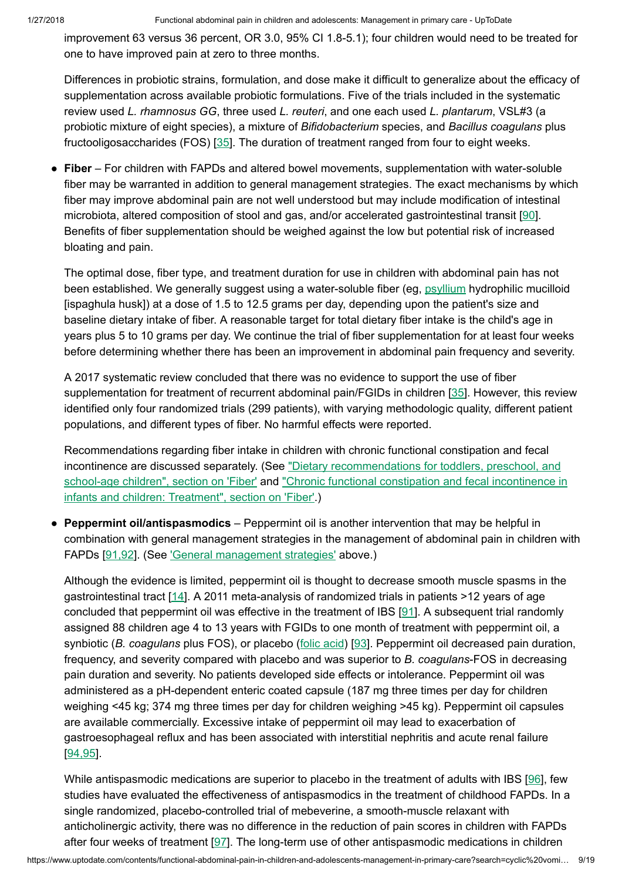improvement 63 versus 36 percent, OR 3.0, 95% CI 1.8-5.1); four children would need to be treated for one to have improved pain at zero to three months.

Differences in probiotic strains, formulation, and dose make it difficult to generalize about the efficacy of supplementation across available probiotic formulations. Five of the trials included in the systematic review used *L. rhamnosus GG*, three used *L. reuteri*, and one each used *L. plantarum*, VSL#3 (a probiotic mixture of eight species), a mixture of *Bifidobacterium* species, and *Bacillus coagulans* plus fructooligosaccharides (FOS) [35]. The duration of treatment ranged from four to eight weeks.

- **Fiber** – For children with FAPDs and altered bowel movements, supplementation with water-soluble fiber may be warranted in addition to general management strategies. The exact mechanisms by which fiber may improve abdominal pain are not well understood but may include modification of intestinal microbiota, altered composition of stool and gas, and/or accelerated gastrointestinal transit [90]. Benefits of fiber supplementation should be weighed against the low but potential risk of increased bloating and pain.

  The optimal dose, fiber type, and treatment duration for use in children with abdominal pain has not been established. We generally suggest using a water-soluble fiber (eg, psyllium hydrophilic mucilloid [ispaghula husk]) at a dose of 1.5 to 12.5 grams per day, depending upon the patient's size and baseline dietary intake of fiber. A reasonable target for total dietary fiber intake is the child's age in years plus 5 to 10 grams per day. We continue the trial of fiber supplementation for at least four weeks before determining whether there has been an improvement in abdominal pain frequency and severity.

  A 2017 systematic review concluded that there was no evidence to support the use of fiber supplementation for treatment of recurrent abdominal pain/FGIDs in children [35]. However, this review identified only four randomized trials (299 patients), with varying methodologic quality, different patient populations, and different types of fiber. No harmful effects were reported.

  Recommendations regarding fiber intake in children with chronic functional constipation and fecal incontinence are discussed separately. (See "Dietary recommendations for toddlers, preschool, and school-age children", section on 'Fiber' and "Chronic functional constipation and fecal incontinence in infants and children: Treatment", section on 'Fiber'.)

- **Peppermint oil/antispasmodics** – Peppermint oil is another intervention that may be helpful in combination with general management strategies in the management of abdominal pain in children with FAPDs [91,92]. (See 'General management strategies' above.)

  Although the evidence is limited, peppermint oil is thought to decrease smooth muscle spasms in the gastrointestinal tract [14]. A 2011 meta-analysis of randomized trials in patients >12 years of age concluded that peppermint oil was effective in the treatment of IBS [91]. A subsequent trial randomly assigned 88 children age 4 to 13 years with FGIDs to one month of treatment with peppermint oil, a synbiotic (*B. coagulans* plus FOS), or placebo (folic acid) [93]. Peppermint oil decreased pain duration, frequency, and severity compared with placebo and was superior to *B. coagulans*-FOS in decreasing pain duration and severity. No patients developed side effects or intolerance. Peppermint oil was administered as a pH-dependent enteric coated capsule (187 mg three times per day for children weighing <45 kg; 374 mg three times per day for children weighing >45 kg). Peppermint oil capsules are available commercially. Excessive intake of peppermint oil may lead to exacerbation of gastroesophageal reflux and has been associated with interstitial nephritis and acute renal failure [94,95].

  While antispasmodic medications are superior to placebo in the treatment of adults with IBS [96], few studies have evaluated the effectiveness of antispasmodics in the treatment of childhood FAPDs. In a single randomized, placebo-controlled trial of mebeverine, a smooth-muscle relaxant with anticholinergic activity, there was no difference in the reduction of pain scores in children with FAPDs after four weeks of treatment [97]. The long-term use of other antispasmodic medications in children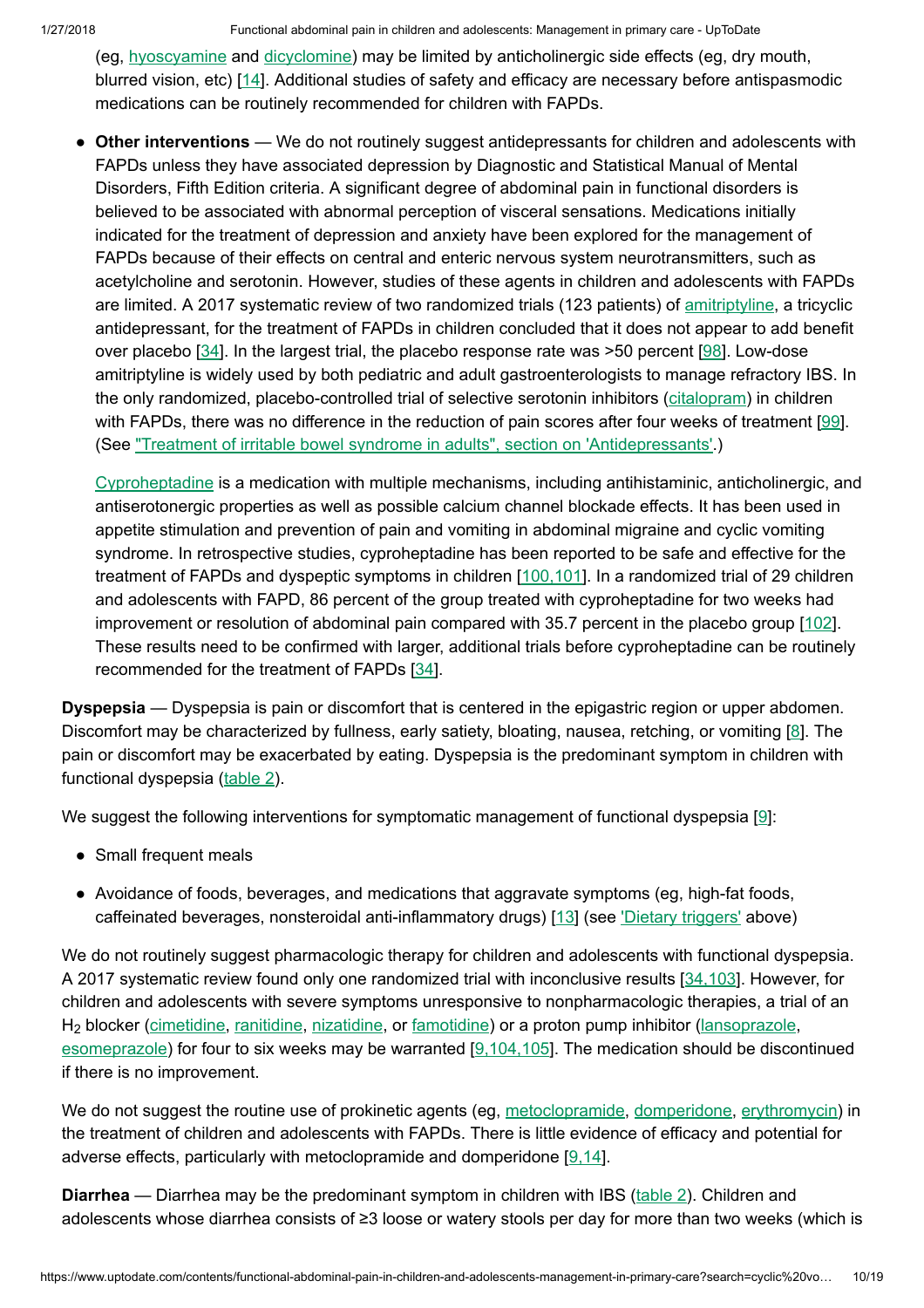(eg, hyoscyamine and dicyclomine) may be limited by anticholinergic side effects (eg, dry mouth, blurred vision, etc) [14]. Additional studies of safety and efficacy are necessary before antispasmodic medications can be routinely recommended for children with FAPDs.

- **Other interventions** — We do not routinely suggest antidepressants for children and adolescents with FAPDs unless they have associated depression by Diagnostic and Statistical Manual of Mental Disorders, Fifth Edition criteria. A significant degree of abdominal pain in functional disorders is believed to be associated with abnormal perception of visceral sensations. Medications initially indicated for the treatment of depression and anxiety have been explored for the management of FAPDs because of their effects on central and enteric nervous system neurotransmitters, such as acetylcholine and serotonin. However, studies of these agents in children and adolescents with FAPDs are limited. A 2017 systematic review of two randomized trials (123 patients) of amitriptyline, a tricyclic antidepressant, for the treatment of FAPDs in children concluded that it does not appear to add benefit over placebo [34]. In the largest trial, the placebo response rate was >50 percent [98]. Low-dose amitriptyline is widely used by both pediatric and adult gastroenterologists to manage refractory IBS. In the only randomized, placebo-controlled trial of selective serotonin inhibitors (citalopram) in children with FAPDs, there was no difference in the reduction of pain scores after four weeks of treatment [99]. (See "Treatment of irritable bowel syndrome in adults", section on 'Antidepressants'.)

  Cyproheptadine is a medication with multiple mechanisms, including antihistaminic, anticholinergic, and antiserotonergic properties as well as possible calcium channel blockade effects. It has been used in appetite stimulation and prevention of pain and vomiting in abdominal migraine and cyclic vomiting syndrome. In retrospective studies, cyproheptadine has been reported to be safe and effective for the treatment of FAPDs and dyspeptic symptoms in children [100,101]. In a randomized trial of 29 children and adolescents with FAPD, 86 percent of the group treated with cyproheptadine for two weeks had improvement or resolution of abdominal pain compared with 35.7 percent in the placebo group [102]. These results need to be confirmed with larger, additional trials before cyproheptadine can be routinely recommended for the treatment of FAPDs [34].

**Dyspepsia** — Dyspepsia is pain or discomfort that is centered in the epigastric region or upper abdomen. Discomfort may be characterized by fullness, early satiety, bloating, nausea, retching, or vomiting [8]. The pain or discomfort may be exacerbated by eating. Dyspepsia is the predominant symptom in children with functional dyspepsia (table 2).

We suggest the following interventions for symptomatic management of functional dyspepsia [9]:

- Small frequent meals
- Avoidance of foods, beverages, and medications that aggravate symptoms (eg, high-fat foods, caffeinated beverages, nonsteroidal anti-inflammatory drugs) [13] (see 'Dietary triggers' above)

We do not routinely suggest pharmacologic therapy for children and adolescents with functional dyspepsia. A 2017 systematic review found only one randomized trial with inconclusive results [34,103]. However, for children and adolescents with severe symptoms unresponsive to nonpharmacologic therapies, a trial of an $H_2$ blocker (cimetidine, ranitidine, nizatidine, or famotidine) or a proton pump inhibitor (lansoprazole, esomeprazole) for four to six weeks may be warranted [9,104,105]. The medication should be discontinued if there is no improvement.

We do not suggest the routine use of prokinetic agents (eg, metoclopramide, domperidone, erythromycin) in the treatment of children and adolescents with FAPDs. There is little evidence of efficacy and potential for adverse effects, particularly with metoclopramide and domperidone [9,14].

**Diarrhea** — Diarrhea may be the predominant symptom in children with IBS (table 2). Children and adolescents whose diarrhea consists of ≥3 loose or watery stools per day for more than two weeks (which is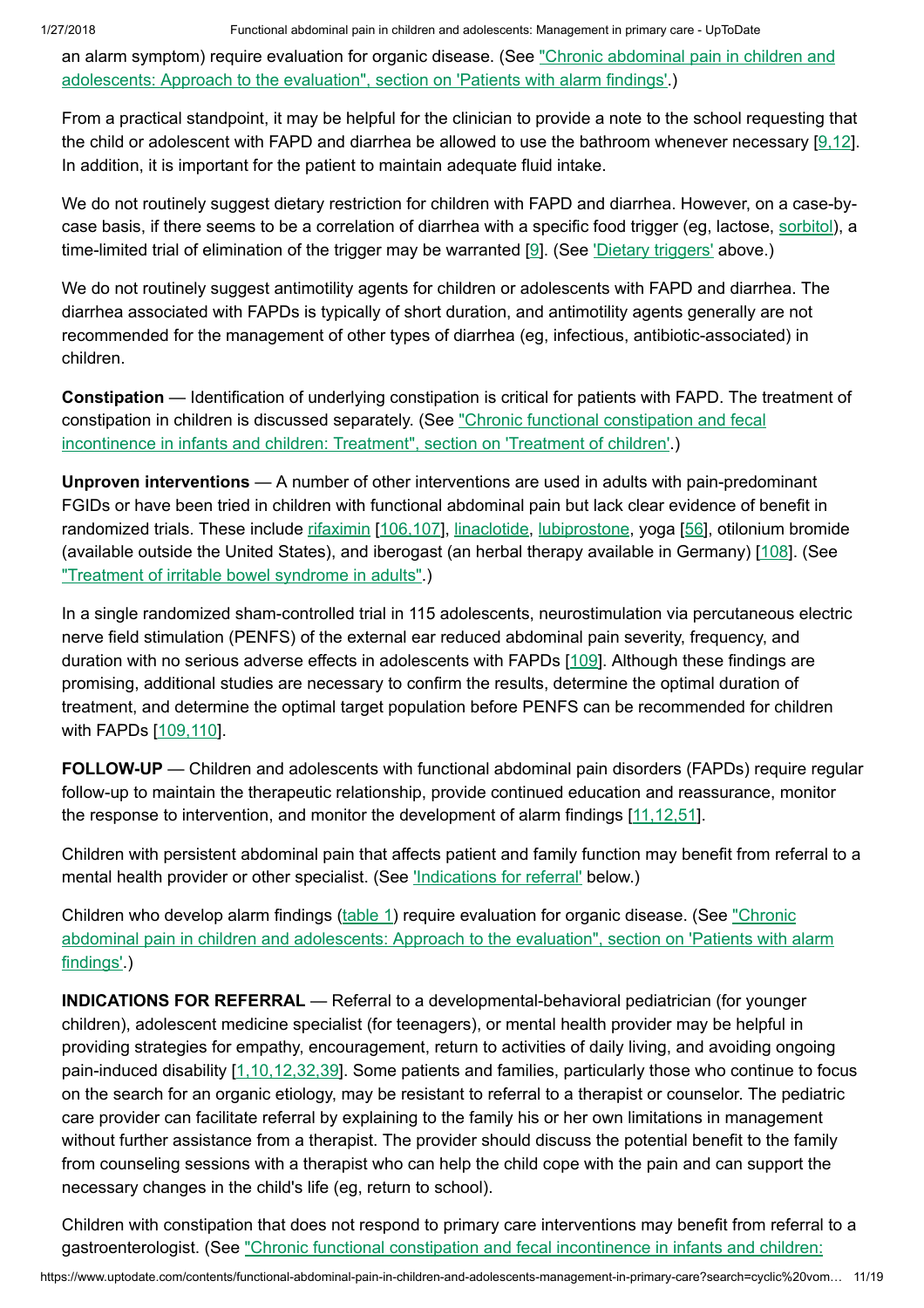an alarm symptom) require evaluation for organic disease. (See "Chronic abdominal pain in children and adolescents: Approach to the evaluation", section on 'Patients with alarm findings'.)

From a practical standpoint, it may be helpful for the clinician to provide a note to the school requesting that the child or adolescent with FAPD and diarrhea be allowed to use the bathroom whenever necessary [9,12]. In addition, it is important for the patient to maintain adequate fluid intake.

We do not routinely suggest dietary restriction for children with FAPD and diarrhea. However, on a case-by-case basis, if there seems to be a correlation of diarrhea with a specific food trigger (eg, lactose, sorbitol), a time-limited trial of elimination of the trigger may be warranted [9]. (See 'Dietary triggers' above.)

We do not routinely suggest antimotility agents for children or adolescents with FAPD and diarrhea. The diarrhea associated with FAPDs is typically of short duration, and antimotility agents generally are not recommended for the management of other types of diarrhea (eg, infectious, antibiotic-associated) in children.

**Constipation** — Identification of underlying constipation is critical for patients with FAPD. The treatment of constipation in children is discussed separately. (See "Chronic functional constipation and fecal incontinence in infants and children: Treatment", section on 'Treatment of children'.)

**Unproven interventions** — A number of other interventions are used in adults with pain-predominant FGIDs or have been tried in children with functional abdominal pain but lack clear evidence of benefit in randomized trials. These include rifaximin [106,107], linaclotide, lubiprostone, yoga [56], otilonium bromide (available outside the United States), and iberogast (an herbal therapy available in Germany) [108]. (See "Treatment of irritable bowel syndrome in adults".)

In a single randomized sham-controlled trial in 115 adolescents, neurostimulation via percutaneous electric nerve field stimulation (PENFS) of the external ear reduced abdominal pain severity, frequency, and duration with no serious adverse effects in adolescents with FAPDs [109]. Although these findings are promising, additional studies are necessary to confirm the results, determine the optimal duration of treatment, and determine the optimal target population before PENFS can be recommended for children with FAPDs [109,110].

**FOLLOW-UP** — Children and adolescents with functional abdominal pain disorders (FAPDs) require regular follow-up to maintain the therapeutic relationship, provide continued education and reassurance, monitor the response to intervention, and monitor the development of alarm findings [11,12,51].

Children with persistent abdominal pain that affects patient and family function may benefit from referral to a mental health provider or other specialist. (See 'Indications for referral' below.)

Children who develop alarm findings (table 1) require evaluation for organic disease. (See "Chronic abdominal pain in children and adolescents: Approach to the evaluation", section on 'Patients with alarm findings'.)

**INDICATIONS FOR REFERRAL** — Referral to a developmental-behavioral pediatrician (for younger children), adolescent medicine specialist (for teenagers), or mental health provider may be helpful in providing strategies for empathy, encouragement, return to activities of daily living, and avoiding ongoing pain-induced disability [1,10,12,32,39]. Some patients and families, particularly those who continue to focus on the search for an organic etiology, may be resistant to referral to a therapist or counselor. The pediatric care provider can facilitate referral by explaining to the family his or her own limitations in management without further assistance from a therapist. The provider should discuss the potential benefit to the family from counseling sessions with a therapist who can help the child cope with the pain and can support the necessary changes in the child's life (eg, return to school).

Children with constipation that does not respond to primary care interventions may benefit from referral to a gastroenterologist. (See "Chronic functional constipation and fecal incontinence in infants and children: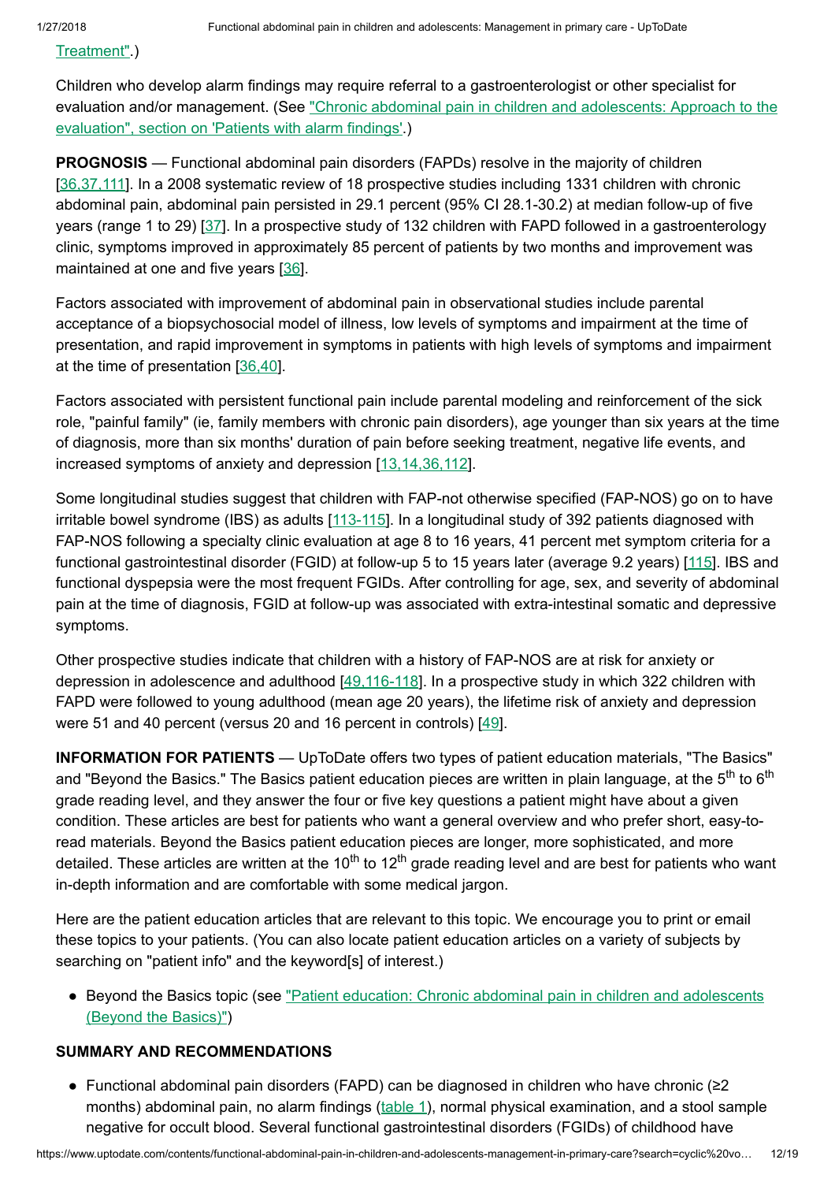Treatment".)

Children who develop alarm findings may require referral to a gastroenterologist or other specialist for evaluation and/or management. (See "Chronic abdominal pain in children and adolescents: Approach to the evaluation", section on 'Patients with alarm findings'.)

**PROGNOSIS** — Functional abdominal pain disorders (FAPDs) resolve in the majority of children [36,37,111]. In a 2008 systematic review of 18 prospective studies including 1331 children with chronic abdominal pain, abdominal pain persisted in 29.1 percent (95% CI 28.1-30.2) at median follow-up of five years (range 1 to 29) [37]. In a prospective study of 132 children with FAPD followed in a gastroenterology clinic, symptoms improved in approximately 85 percent of patients by two months and improvement was maintained at one and five years [36].

Factors associated with improvement of abdominal pain in observational studies include parental acceptance of a biopsychosocial model of illness, low levels of symptoms and impairment at the time of presentation, and rapid improvement in symptoms in patients with high levels of symptoms and impairment at the time of presentation [36,40].

Factors associated with persistent functional pain include parental modeling and reinforcement of the sick role, "painful family" (ie, family members with chronic pain disorders), age younger than six years at the time of diagnosis, more than six months' duration of pain before seeking treatment, negative life events, and increased symptoms of anxiety and depression [13,14,36,112].

Some longitudinal studies suggest that children with FAP-not otherwise specified (FAP-NOS) go on to have irritable bowel syndrome (IBS) as adults [113-115]. In a longitudinal study of 392 patients diagnosed with FAP-NOS following a specialty clinic evaluation at age 8 to 16 years, 41 percent met symptom criteria for a functional gastrointestinal disorder (FGID) at follow-up 5 to 15 years later (average 9.2 years) [115]. IBS and functional dyspepsia were the most frequent FGIDs. After controlling for age, sex, and severity of abdominal pain at the time of diagnosis, FGID at follow-up was associated with extra-intestinal somatic and depressive symptoms.

Other prospective studies indicate that children with a history of FAP-NOS are at risk for anxiety or depression in adolescence and adulthood [49,116-118]. In a prospective study in which 322 children with FAPD were followed to young adulthood (mean age 20 years), the lifetime risk of anxiety and depression were 51 and 40 percent (versus 20 and 16 percent in controls) [49].

**INFORMATION FOR PATIENTS** — UpToDate offers two types of patient education materials, "The Basics" and "Beyond the Basics." The Basics patient education pieces are written in plain language, at the 5th to 6th grade reading level, and they answer the four or five key questions a patient might have about a given condition. These articles are best for patients who want a general overview and who prefer short, easy-to-read materials. Beyond the Basics patient education pieces are longer, more sophisticated, and more detailed. These articles are written at the 10th to 12th grade reading level and are best for patients who want in-depth information and are comfortable with some medical jargon.

Here are the patient education articles that are relevant to this topic. We encourage you to print or email these topics to your patients. (You can also locate patient education articles on a variety of subjects by searching on "patient info" and the keyword[s] of interest.)

- Beyond the Basics topic (see "Patient education: Chronic abdominal pain in children and adolescents (Beyond the Basics)")

**SUMMARY AND RECOMMENDATIONS**

- Functional abdominal pain disorders (FAPD) can be diagnosed in children who have chronic (≥2 months) abdominal pain, no alarm findings (table 1), normal physical examination, and a stool sample negative for occult blood. Several functional gastrointestinal disorders (FGIDs) of childhood have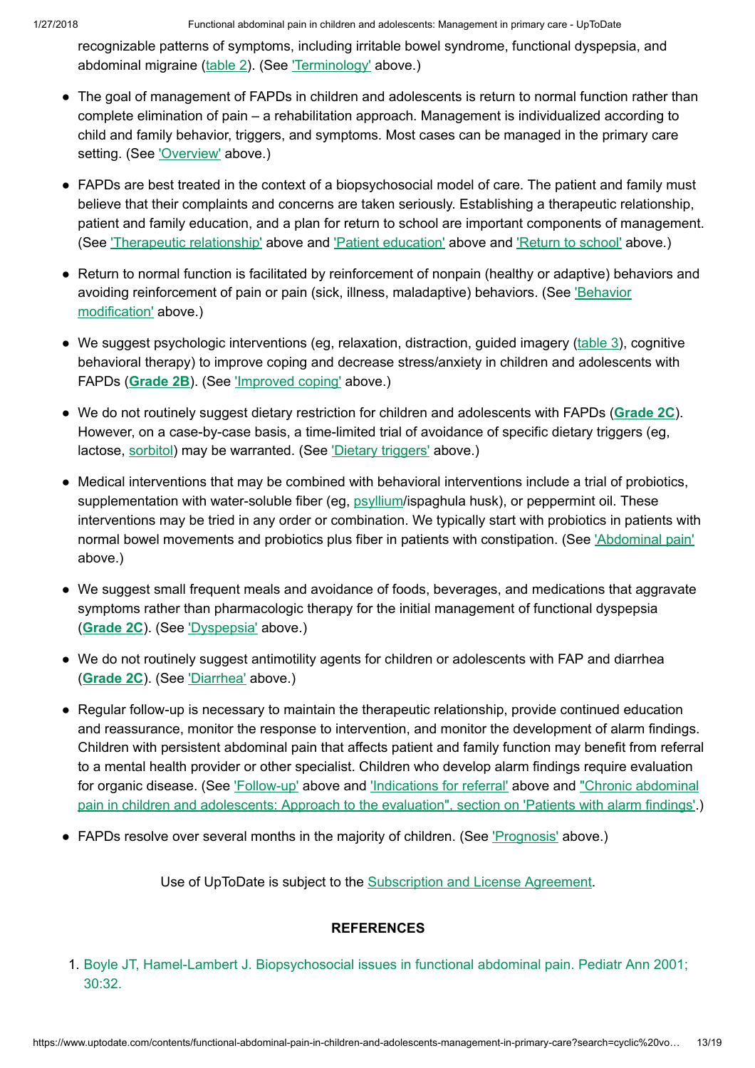recognizable patterns of symptoms, including irritable bowel syndrome, functional dyspepsia, and abdominal migraine (table 2). (See 'Terminology' above.)

- The goal of management of FAPDs in children and adolescents is return to normal function rather than complete elimination of pain – a rehabilitation approach. Management is individualized according to child and family behavior, triggers, and symptoms. Most cases can be managed in the primary care setting. (See 'Overview' above.)

- FAPDs are best treated in the context of a biopsychosocial model of care. The patient and family must believe that their complaints and concerns are taken seriously. Establishing a therapeutic relationship, patient and family education, and a plan for return to school are important components of management. (See 'Therapeutic relationship' above and 'Patient education' above and 'Return to school' above.)

- Return to normal function is facilitated by reinforcement of nonpain (healthy or adaptive) behaviors and avoiding reinforcement of pain or pain (sick, illness, maladaptive) behaviors. (See 'Behavior modification' above.)

- We suggest psychologic interventions (eg, relaxation, distraction, guided imagery (table 3), cognitive behavioral therapy) to improve coping and decrease stress/anxiety in children and adolescents with FAPDs (**Grade 2B**). (See 'Improved coping' above.)

- We do not routinely suggest dietary restriction for children and adolescents with FAPDs (**Grade 2C**). However, on a case-by-case basis, a time-limited trial of avoidance of specific dietary triggers (eg, lactose, sorbitol) may be warranted. (See 'Dietary triggers' above.)

- Medical interventions that may be combined with behavioral interventions include a trial of probiotics, supplementation with water-soluble fiber (eg, psyllium/ispaghula husk), or peppermint oil. These interventions may be tried in any order or combination. We typically start with probiotics in patients with normal bowel movements and probiotics plus fiber in patients with constipation. (See 'Abdominal pain' above.)

- We suggest small frequent meals and avoidance of foods, beverages, and medications that aggravate symptoms rather than pharmacologic therapy for the initial management of functional dyspepsia (**Grade 2C**). (See 'Dyspepsia' above.)

- We do not routinely suggest antimotility agents for children or adolescents with FAP and diarrhea (**Grade 2C**). (See 'Diarrhea' above.)

- Regular follow-up is necessary to maintain the therapeutic relationship, provide continued education and reassurance, monitor the response to intervention, and monitor the development of alarm findings. Children with persistent abdominal pain that affects patient and family function may benefit from referral to a mental health provider or other specialist. Children who develop alarm findings require evaluation for organic disease. (See 'Follow-up' above and 'Indications for referral' above and "Chronic abdominal pain in children and adolescents: Approach to the evaluation", section on 'Patients with alarm findings'.)

- FAPDs resolve over several months in the majority of children. (See 'Prognosis' above.)

Use of UpToDate is subject to the Subscription and License Agreement.

## REFERENCES

1. Boyle JT, Hamel-Lambert J. Biopsychosocial issues in functional abdominal pain. Pediatr Ann 2001; 30:32.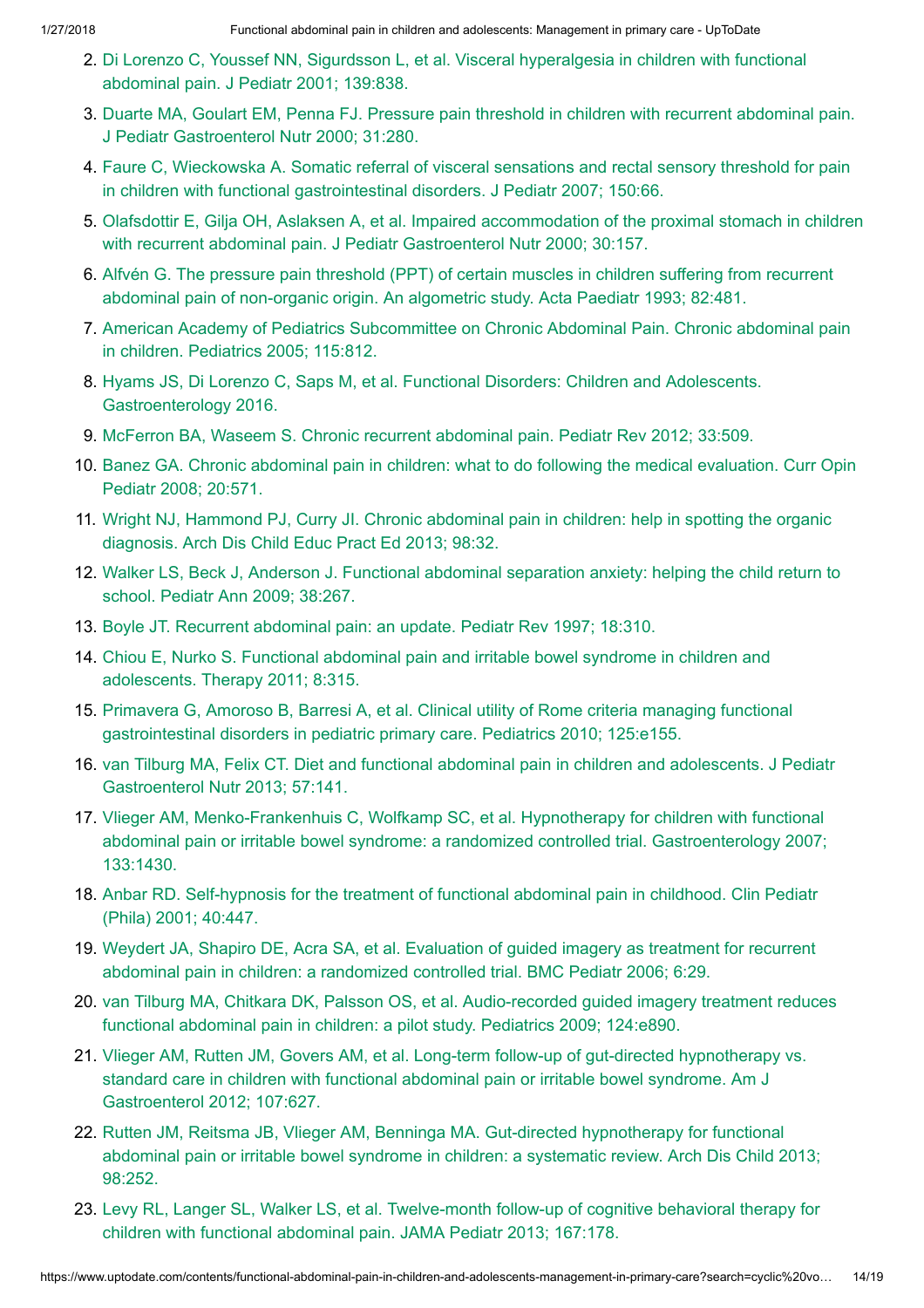2. Di Lorenzo C, Youssef NN, Sigurdsson L, et al. Visceral hyperalgesia in children with functional abdominal pain. J Pediatr 2001; 139:838.
3. Duarte MA, Goulart EM, Penna FJ. Pressure pain threshold in children with recurrent abdominal pain. J Pediatr Gastroenterol Nutr 2000; 31:280.
4. Faure C, Wieckowska A. Somatic referral of visceral sensations and rectal sensory threshold for pain in children with functional gastrointestinal disorders. J Pediatr 2007; 150:66.
5. Olafsdottir E, Gilja OH, Aslaksen A, et al. Impaired accommodation of the proximal stomach in children with recurrent abdominal pain. J Pediatr Gastroenterol Nutr 2000; 30:157.
6. Alfvén G. The pressure pain threshold (PPT) of certain muscles in children suffering from recurrent abdominal pain of non-organic origin. An algometric study. Acta Paediatr 1993; 82:481.
7. American Academy of Pediatrics Subcommittee on Chronic Abdominal Pain. Chronic abdominal pain in children. Pediatrics 2005; 115:812.
8. Hyams JS, Di Lorenzo C, Saps M, et al. Functional Disorders: Children and Adolescents. Gastroenterology 2016.
9. McFerron BA, Waseem S. Chronic recurrent abdominal pain. Pediatr Rev 2012; 33:509.
10. Banez GA. Chronic abdominal pain in children: what to do following the medical evaluation. Curr Opin Pediatr 2008; 20:571.
11. Wright NJ, Hammond PJ, Curry JI. Chronic abdominal pain in children: help in spotting the organic diagnosis. Arch Dis Child Educ Pract Ed 2013; 98:32.
12. Walker LS, Beck J, Anderson J. Functional abdominal separation anxiety: helping the child return to school. Pediatr Ann 2009; 38:267.
13. Boyle JT. Recurrent abdominal pain: an update. Pediatr Rev 1997; 18:310.
14. Chiou E, Nurko S. Functional abdominal pain and irritable bowel syndrome in children and adolescents. Therapy 2011; 8:315.
15. Primavera G, Amoroso B, Barresi A, et al. Clinical utility of Rome criteria managing functional gastrointestinal disorders in pediatric primary care. Pediatrics 2010; 125:e155.
16. van Tilburg MA, Felix CT. Diet and functional abdominal pain in children and adolescents. J Pediatr Gastroenterol Nutr 2013; 57:141.
17. Vlieger AM, Menko-Frankenhuis C, Wolfkamp SC, et al. Hypnotherapy for children with functional abdominal pain or irritable bowel syndrome: a randomized controlled trial. Gastroenterology 2007; 133:1430.
18. Anbar RD. Self-hypnosis for the treatment of functional abdominal pain in childhood. Clin Pediatr (Phila) 2001; 40:447.
19. Weydert JA, Shapiro DE, Acra SA, et al. Evaluation of guided imagery as treatment for recurrent abdominal pain in children: a randomized controlled trial. BMC Pediatr 2006; 6:29.
20. van Tilburg MA, Chitkara DK, Palsson OS, et al. Audio-recorded guided imagery treatment reduces functional abdominal pain in children: a pilot study. Pediatrics 2009; 124:e890.
21. Vlieger AM, Rutten JM, Govers AM, et al. Long-term follow-up of gut-directed hypnotherapy vs. standard care in children with functional abdominal pain or irritable bowel syndrome. Am J Gastroenterol 2012; 107:627.
22. Rutten JM, Reitsma JB, Vlieger AM, Benninga MA. Gut-directed hypnotherapy for functional abdominal pain or irritable bowel syndrome in children: a systematic review. Arch Dis Child 2013; 98:252.
23. Levy RL, Langer SL, Walker LS, et al. Twelve-month follow-up of cognitive behavioral therapy for children with functional abdominal pain. JAMA Pediatr 2013; 167:178.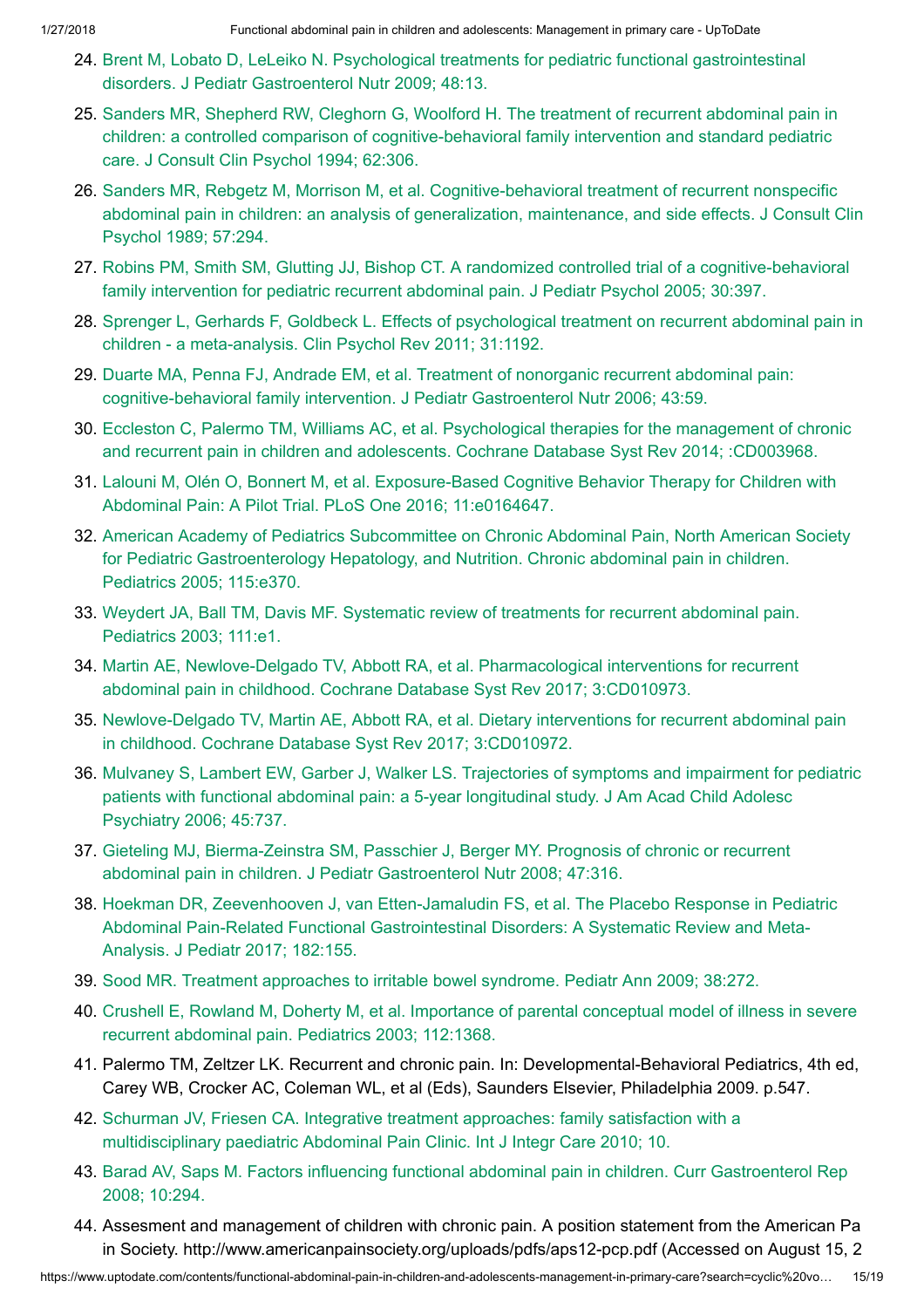24. Brent M, Lobato D, LeLeiko N. Psychological treatments for pediatric functional gastrointestinal disorders. J Pediatr Gastroenterol Nutr 2009; 48:13.
25. Sanders MR, Shepherd RW, Cleghorn G, Woolford H. The treatment of recurrent abdominal pain in children: a controlled comparison of cognitive-behavioral family intervention and standard pediatric care. J Consult Clin Psychol 1994; 62:306.
26. Sanders MR, Rebgetz M, Morrison M, et al. Cognitive-behavioral treatment of recurrent nonspecific abdominal pain in children: an analysis of generalization, maintenance, and side effects. J Consult Clin Psychol 1989; 57:294.
27. Robins PM, Smith SM, Glutting JJ, Bishop CT. A randomized controlled trial of a cognitive-behavioral family intervention for pediatric recurrent abdominal pain. J Pediatr Psychol 2005; 30:397.
28. Sprenger L, Gerhards F, Goldbeck L. Effects of psychological treatment on recurrent abdominal pain in children - a meta-analysis. Clin Psychol Rev 2011; 31:1192.
29. Duarte MA, Penna FJ, Andrade EM, et al. Treatment of nonorganic recurrent abdominal pain: cognitive-behavioral family intervention. J Pediatr Gastroenterol Nutr 2006; 43:59.
30. Eccleston C, Palermo TM, Williams AC, et al. Psychological therapies for the management of chronic and recurrent pain in children and adolescents. Cochrane Database Syst Rev 2014; :CD003968.
31. Lalouni M, Olén O, Bonnert M, et al. Exposure-Based Cognitive Behavior Therapy for Children with Abdominal Pain: A Pilot Trial. PLoS One 2016; 11:e0164647.
32. American Academy of Pediatrics Subcommittee on Chronic Abdominal Pain, North American Society for Pediatric Gastroenterology Hepatology, and Nutrition. Chronic abdominal pain in children. Pediatrics 2005; 115:e370.
33. Weydert JA, Ball TM, Davis MF. Systematic review of treatments for recurrent abdominal pain. Pediatrics 2003; 111:e1.
34. Martin AE, Newlove-Delgado TV, Abbott RA, et al. Pharmacological interventions for recurrent abdominal pain in childhood. Cochrane Database Syst Rev 2017; 3:CD010973.
35. Newlove-Delgado TV, Martin AE, Abbott RA, et al. Dietary interventions for recurrent abdominal pain in childhood. Cochrane Database Syst Rev 2017; 3:CD010972.
36. Mulvaney S, Lambert EW, Garber J, Walker LS. Trajectories of symptoms and impairment for pediatric patients with functional abdominal pain: a 5-year longitudinal study. J Am Acad Child Adolesc Psychiatry 2006; 45:737.
37. Gieteling MJ, Bierma-Zeinstra SM, Passchier J, Berger MY. Prognosis of chronic or recurrent abdominal pain in children. J Pediatr Gastroenterol Nutr 2008; 47:316.
38. Hoekman DR, Zeevenhooven J, van Etten-Jamaludin FS, et al. The Placebo Response in Pediatric Abdominal Pain-Related Functional Gastrointestinal Disorders: A Systematic Review and Meta-Analysis. J Pediatr 2017; 182:155.
39. Sood MR. Treatment approaches to irritable bowel syndrome. Pediatr Ann 2009; 38:272.
40. Crushell E, Rowland M, Doherty M, et al. Importance of parental conceptual model of illness in severe recurrent abdominal pain. Pediatrics 2003; 112:1368.
41. Palermo TM, Zeltzer LK. Recurrent and chronic pain. In: Developmental-Behavioral Pediatrics, 4th ed, Carey WB, Crocker AC, Coleman WL, et al (Eds), Saunders Elsevier, Philadelphia 2009. p.547.
42. Schurman JV, Friesen CA. Integrative treatment approaches: family satisfaction with a multidisciplinary paediatric Abdominal Pain Clinic. Int J Integr Care 2010; 10.
43. Barad AV, Saps M. Factors influencing functional abdominal pain in children. Curr Gastroenterol Rep 2008; 10:294.
44. Assesment and management of children with chronic pain. A position statement from the American Pain Society. http://www.americanpainsociety.org/uploads/pdfs/aps12-pcp.pdf (Accessed on August 15, 2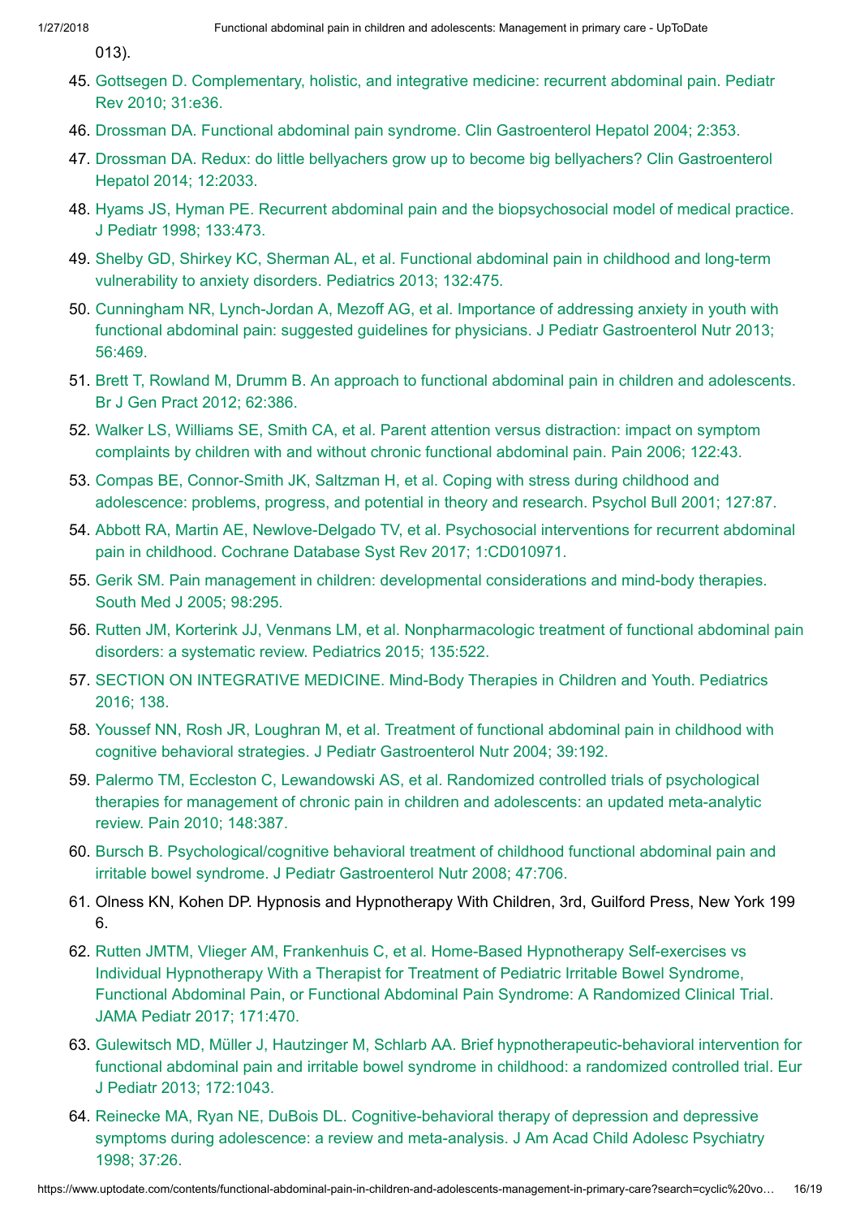013).

45. Gottsegen D. Complementary, holistic, and integrative medicine: recurrent abdominal pain. Pediatr Rev 2010; 31:e36.
46. Drossman DA. Functional abdominal pain syndrome. Clin Gastroenterol Hepatol 2004; 2:353.
47. Drossman DA. Redux: do little bellyachers grow up to become big bellyachers? Clin Gastroenterol Hepatol 2014; 12:2033.
48. Hyams JS, Hyman PE. Recurrent abdominal pain and the biopsychosocial model of medical practice. J Pediatr 1998; 133:473.
49. Shelby GD, Shirkey KC, Sherman AL, et al. Functional abdominal pain in childhood and long-term vulnerability to anxiety disorders. Pediatrics 2013; 132:475.
50. Cunningham NR, Lynch-Jordan A, Mezoff AG, et al. Importance of addressing anxiety in youth with functional abdominal pain: suggested guidelines for physicians. J Pediatr Gastroenterol Nutr 2013; 56:469.
51. Brett T, Rowland M, Drumm B. An approach to functional abdominal pain in children and adolescents. Br J Gen Pract 2012; 62:386.
52. Walker LS, Williams SE, Smith CA, et al. Parent attention versus distraction: impact on symptom complaints by children with and without chronic functional abdominal pain. Pain 2006; 122:43.
53. Compas BE, Connor-Smith JK, Saltzman H, et al. Coping with stress during childhood and adolescence: problems, progress, and potential in theory and research. Psychol Bull 2001; 127:87.
54. Abbott RA, Martin AE, Newlove-Delgado TV, et al. Psychosocial interventions for recurrent abdominal pain in childhood. Cochrane Database Syst Rev 2017; 1:CD010971.
55. Gerik SM. Pain management in children: developmental considerations and mind-body therapies. South Med J 2005; 98:295.
56. Rutten JM, Korterink JJ, Venmans LM, et al. Nonpharmacologic treatment of functional abdominal pain disorders: a systematic review. Pediatrics 2015; 135:522.
57. SECTION ON INTEGRATIVE MEDICINE. Mind-Body Therapies in Children and Youth. Pediatrics 2016; 138.
58. Youssef NN, Rosh JR, Loughran M, et al. Treatment of functional abdominal pain in childhood with cognitive behavioral strategies. J Pediatr Gastroenterol Nutr 2004; 39:192.
59. Palermo TM, Eccleston C, Lewandowski AS, et al. Randomized controlled trials of psychological therapies for management of chronic pain in children and adolescents: an updated meta-analytic review. Pain 2010; 148:387.
60. Bursch B. Psychological/cognitive behavioral treatment of childhood functional abdominal pain and irritable bowel syndrome. J Pediatr Gastroenterol Nutr 2008; 47:706.
61. Olness KN, Kohen DP. Hypnosis and Hypnotherapy With Children, 3rd, Guilford Press, New York 1996.
62. Rutten JMTM, Vlieger AM, Frankenhuis C, et al. Home-Based Hypnotherapy Self-exercises vs Individual Hypnotherapy With a Therapist for Treatment of Pediatric Irritable Bowel Syndrome, Functional Abdominal Pain, or Functional Abdominal Pain Syndrome: A Randomized Clinical Trial. JAMA Pediatr 2017; 171:470.
63. Gulewitsch MD, Müller J, Hautzinger M, Schlarb AA. Brief hypnotherapeutic-behavioral intervention for functional abdominal pain and irritable bowel syndrome in childhood: a randomized controlled trial. Eur J Pediatr 2013; 172:1043.
64. Reinecke MA, Ryan NE, DuBois DL. Cognitive-behavioral therapy of depression and depressive symptoms during adolescence: a review and meta-analysis. J Am Acad Child Adolesc Psychiatry 1998; 37:26.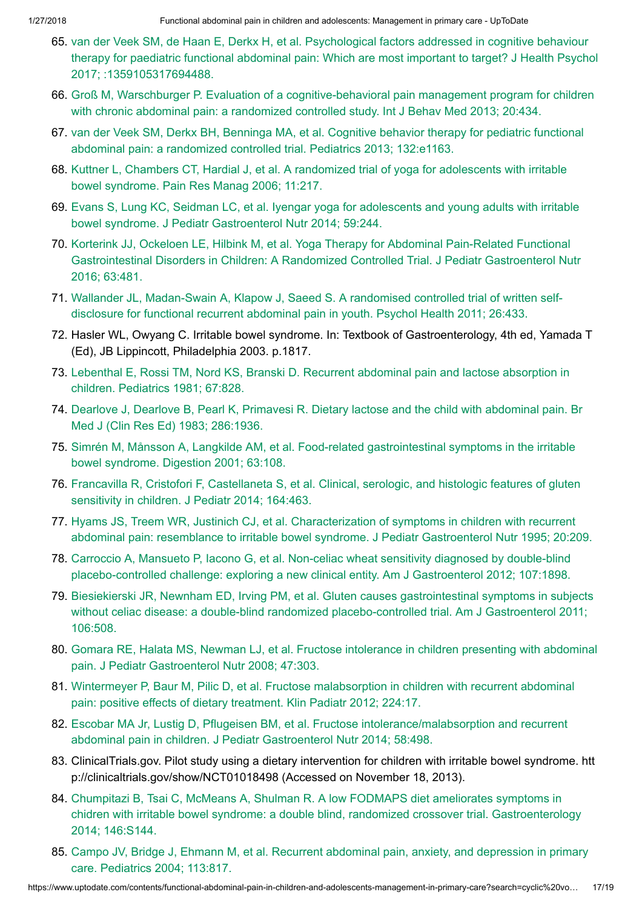65. van der Veek SM, de Haan E, Derkx H, et al. Psychological factors addressed in cognitive behaviour therapy for paediatric functional abdominal pain: Which are most important to target? J Health Psychol 2017; :1359105317694488.
66. Groß M, Warschburger P. Evaluation of a cognitive-behavioral pain management program for children with chronic abdominal pain: a randomized controlled study. Int J Behav Med 2013; 20:434.
67. van der Veek SM, Derkx BH, Benninga MA, et al. Cognitive behavior therapy for pediatric functional abdominal pain: a randomized controlled trial. Pediatrics 2013; 132:e1163.
68. Kuttner L, Chambers CT, Hardial J, et al. A randomized trial of yoga for adolescents with irritable bowel syndrome. Pain Res Manag 2006; 11:217.
69. Evans S, Lung KC, Seidman LC, et al. Iyengar yoga for adolescents and young adults with irritable bowel syndrome. J Pediatr Gastroenterol Nutr 2014; 59:244.
70. Korterink JJ, Ockeloen LE, Hilbink M, et al. Yoga Therapy for Abdominal Pain-Related Functional Gastrointestinal Disorders in Children: A Randomized Controlled Trial. J Pediatr Gastroenterol Nutr 2016; 63:481.
71. Wallander JL, Madan-Swain A, Klapow J, Saeed S. A randomised controlled trial of written self-disclosure for functional recurrent abdominal pain in youth. Psychol Health 2011; 26:433.
72. Hasler WL, Owyang C. Irritable bowel syndrome. In: Textbook of Gastroenterology, 4th ed, Yamada T (Ed), JB Lippincott, Philadelphia 2003. p.1817.
73. Lebenthal E, Rossi TM, Nord KS, Branski D. Recurrent abdominal pain and lactose absorption in children. Pediatrics 1981; 67:828.
74. Dearlove J, Dearlove B, Pearl K, Primavesi R. Dietary lactose and the child with abdominal pain. Br Med J (Clin Res Ed) 1983; 286:1936.
75. Simrén M, Månsson A, Langkilde AM, et al. Food-related gastrointestinal symptoms in the irritable bowel syndrome. Digestion 2001; 63:108.
76. Francavilla R, Cristofori F, Castellaneta S, et al. Clinical, serologic, and histologic features of gluten sensitivity in children. J Pediatr 2014; 164:463.
77. Hyams JS, Treem WR, Justinich CJ, et al. Characterization of symptoms in children with recurrent abdominal pain: resemblance to irritable bowel syndrome. J Pediatr Gastroenterol Nutr 1995; 20:209.
78. Carroccio A, Mansueto P, Iacono G, et al. Non-celiac wheat sensitivity diagnosed by double-blind placebo-controlled challenge: exploring a new clinical entity. Am J Gastroenterol 2012; 107:1898.
79. Biesiekierski JR, Newnham ED, Irving PM, et al. Gluten causes gastrointestinal symptoms in subjects without celiac disease: a double-blind randomized placebo-controlled trial. Am J Gastroenterol 2011; 106:508.
80. Gomara RE, Halata MS, Newman LJ, et al. Fructose intolerance in children presenting with abdominal pain. J Pediatr Gastroenterol Nutr 2008; 47:303.
81. Wintermeyer P, Baur M, Pilic D, et al. Fructose malabsorption in children with recurrent abdominal pain: positive effects of dietary treatment. Klin Padiatr 2012; 224:17.
82. Escobar MA Jr, Lustig D, Pflugeisen BM, et al. Fructose intolerance/malabsorption and recurrent abdominal pain in children. J Pediatr Gastroenterol Nutr 2014; 58:498.
83. ClinicalTrials.gov. Pilot study using a dietary intervention for children with irritable bowel syndrome. http://clinicaltrials.gov/show/NCT01018498 (Accessed on November 18, 2013).
84. Chumpitazi B, Tsai C, McMeans A, Shulman R. A low FODMAPS diet ameliorates symptoms in chidren with irritable bowel syndrome: a double blind, randomized crossover trial. Gastroenterology 2014; 146:S144.
85. Campo JV, Bridge J, Ehmann M, et al. Recurrent abdominal pain, anxiety, and depression in primary care. Pediatrics 2004; 113:817.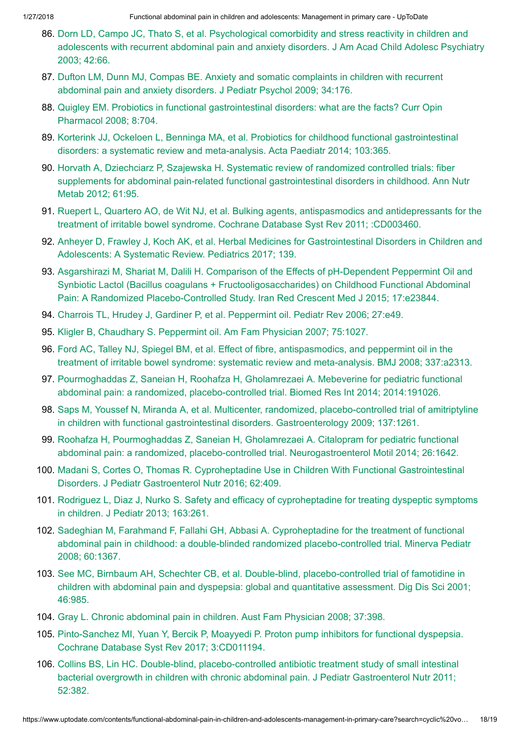86. Dorn LD, Campo JC, Thato S, et al. Psychological comorbidity and stress reactivity in children and adolescents with recurrent abdominal pain and anxiety disorders. J Am Acad Child Adolesc Psychiatry 2003; 42:66.
87. Dufton LM, Dunn MJ, Compas BE. Anxiety and somatic complaints in children with recurrent abdominal pain and anxiety disorders. J Pediatr Psychol 2009; 34:176.
88. Quigley EM. Probiotics in functional gastrointestinal disorders: what are the facts? Curr Opin Pharmacol 2008; 8:704.
89. Korterink JJ, Ockeloen L, Benninga MA, et al. Probiotics for childhood functional gastrointestinal disorders: a systematic review and meta-analysis. Acta Paediatr 2014; 103:365.
90. Horvath A, Dziechciarz P, Szajewska H. Systematic review of randomized controlled trials: fiber supplements for abdominal pain-related functional gastrointestinal disorders in childhood. Ann Nutr Metab 2012; 61:95.
91. Ruepert L, Quartero AO, de Wit NJ, et al. Bulking agents, antispasmodics and antidepressants for the treatment of irritable bowel syndrome. Cochrane Database Syst Rev 2011; :CD003460.
92. Anheyer D, Frawley J, Koch AK, et al. Herbal Medicines for Gastrointestinal Disorders in Children and Adolescents: A Systematic Review. Pediatrics 2017; 139.
93. Asgarshirazi M, Shariat M, Dalili H. Comparison of the Effects of pH-Dependent Peppermint Oil and Synbiotic Lactol (Bacillus coagulans + Fructooligosaccharides) on Childhood Functional Abdominal Pain: A Randomized Placebo-Controlled Study. Iran Red Crescent Med J 2015; 17:e23844.
94. Charrois TL, Hrudey J, Gardiner P, et al. Peppermint oil. Pediatr Rev 2006; 27:e49.
95. Kligler B, Chaudhary S. Peppermint oil. Am Fam Physician 2007; 75:1027.
96. Ford AC, Talley NJ, Spiegel BM, et al. Effect of fibre, antispasmodics, and peppermint oil in the treatment of irritable bowel syndrome: systematic review and meta-analysis. BMJ 2008; 337:a2313.
97. Pourmoghaddas Z, Saneian H, Roohafza H, Gholamrezaei A. Mebeverine for pediatric functional abdominal pain: a randomized, placebo-controlled trial. Biomed Res Int 2014; 2014:191026.
98. Saps M, Youssef N, Miranda A, et al. Multicenter, randomized, placebo-controlled trial of amitriptyline in children with functional gastrointestinal disorders. Gastroenterology 2009; 137:1261.
99. Roohafza H, Pourmoghaddas Z, Saneian H, Gholamrezaei A. Citalopram for pediatric functional abdominal pain: a randomized, placebo-controlled trial. Neurogastroenterol Motil 2014; 26:1642.
100. Madani S, Cortes O, Thomas R. Cyproheptadine Use in Children With Functional Gastrointestinal Disorders. J Pediatr Gastroenterol Nutr 2016; 62:409.
101. Rodriguez L, Diaz J, Nurko S. Safety and efficacy of cyproheptadine for treating dyspeptic symptoms in children. J Pediatr 2013; 163:261.
102. Sadeghian M, Farahmand F, Fallahi GH, Abbasi A. Cyproheptadine for the treatment of functional abdominal pain in childhood: a double-blinded randomized placebo-controlled trial. Minerva Pediatr 2008; 60:1367.
103. See MC, Birnbaum AH, Schechter CB, et al. Double-blind, placebo-controlled trial of famotidine in children with abdominal pain and dyspepsia: global and quantitative assessment. Dig Dis Sci 2001; 46:985.
104. Gray L. Chronic abdominal pain in children. Aust Fam Physician 2008; 37:398.
105. Pinto-Sanchez MI, Yuan Y, Bercik P, Moayyedi P. Proton pump inhibitors for functional dyspepsia. Cochrane Database Syst Rev 2017; 3:CD011194.
106. Collins BS, Lin HC. Double-blind, placebo-controlled antibiotic treatment study of small intestinal bacterial overgrowth in children with chronic abdominal pain. J Pediatr Gastroenterol Nutr 2011; 52:382.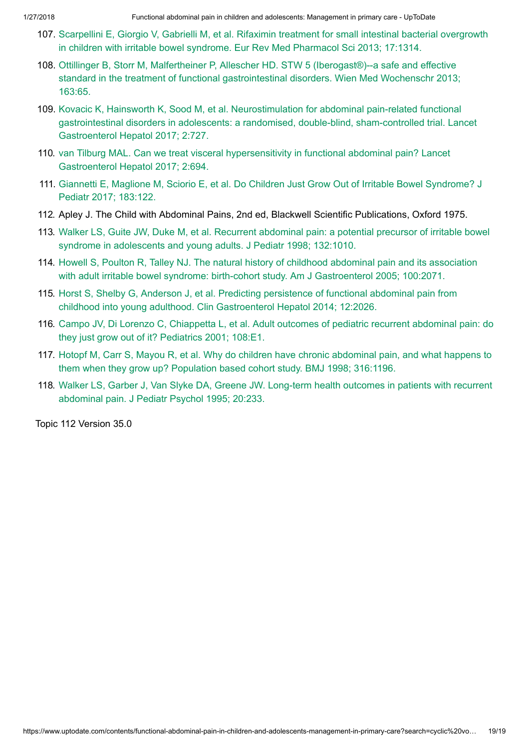107. Scarpellini E, Giorgio V, Gabrielli M, et al. Rifaximin treatment for small intestinal bacterial overgrowth in children with irritable bowel syndrome. Eur Rev Med Pharmacol Sci 2013; 17:1314.
108. Ottillinger B, Storr M, Malfertheiner P, Allescher HD. STW 5 (Iberogast®)--a safe and effective standard in the treatment of functional gastrointestinal disorders. Wien Med Wochenschr 2013; 163:65.
109. Kovacic K, Hainsworth K, Sood M, et al. Neurostimulation for abdominal pain-related functional gastrointestinal disorders in adolescents: a randomised, double-blind, sham-controlled trial. Lancet Gastroenterol Hepatol 2017; 2:727.
110. van Tilburg MAL. Can we treat visceral hypersensitivity in functional abdominal pain? Lancet Gastroenterol Hepatol 2017; 2:694.
111. Giannetti E, Maglione M, Sciorio E, et al. Do Children Just Grow Out of Irritable Bowel Syndrome? J Pediatr 2017; 183:122.
112. Apley J. The Child with Abdominal Pains, 2nd ed, Blackwell Scientific Publications, Oxford 1975.
113. Walker LS, Guite JW, Duke M, et al. Recurrent abdominal pain: a potential precursor of irritable bowel syndrome in adolescents and young adults. J Pediatr 1998; 132:1010.
114. Howell S, Poulton R, Talley NJ. The natural history of childhood abdominal pain and its association with adult irritable bowel syndrome: birth-cohort study. Am J Gastroenterol 2005; 100:2071.
115. Horst S, Shelby G, Anderson J, et al. Predicting persistence of functional abdominal pain from childhood into young adulthood. Clin Gastroenterol Hepatol 2014; 12:2026.
116. Campo JV, Di Lorenzo C, Chiappetta L, et al. Adult outcomes of pediatric recurrent abdominal pain: do they just grow out of it? Pediatrics 2001; 108:E1.
117. Hotopf M, Carr S, Mayou R, et al. Why do children have chronic abdominal pain, and what happens to them when they grow up? Population based cohort study. BMJ 1998; 316:1196.
118. Walker LS, Garber J, Van Slyke DA, Greene JW. Long-term health outcomes in patients with recurrent abdominal pain. J Pediatr Psychol 1995; 20:233.

Topic 112 Version 35.0